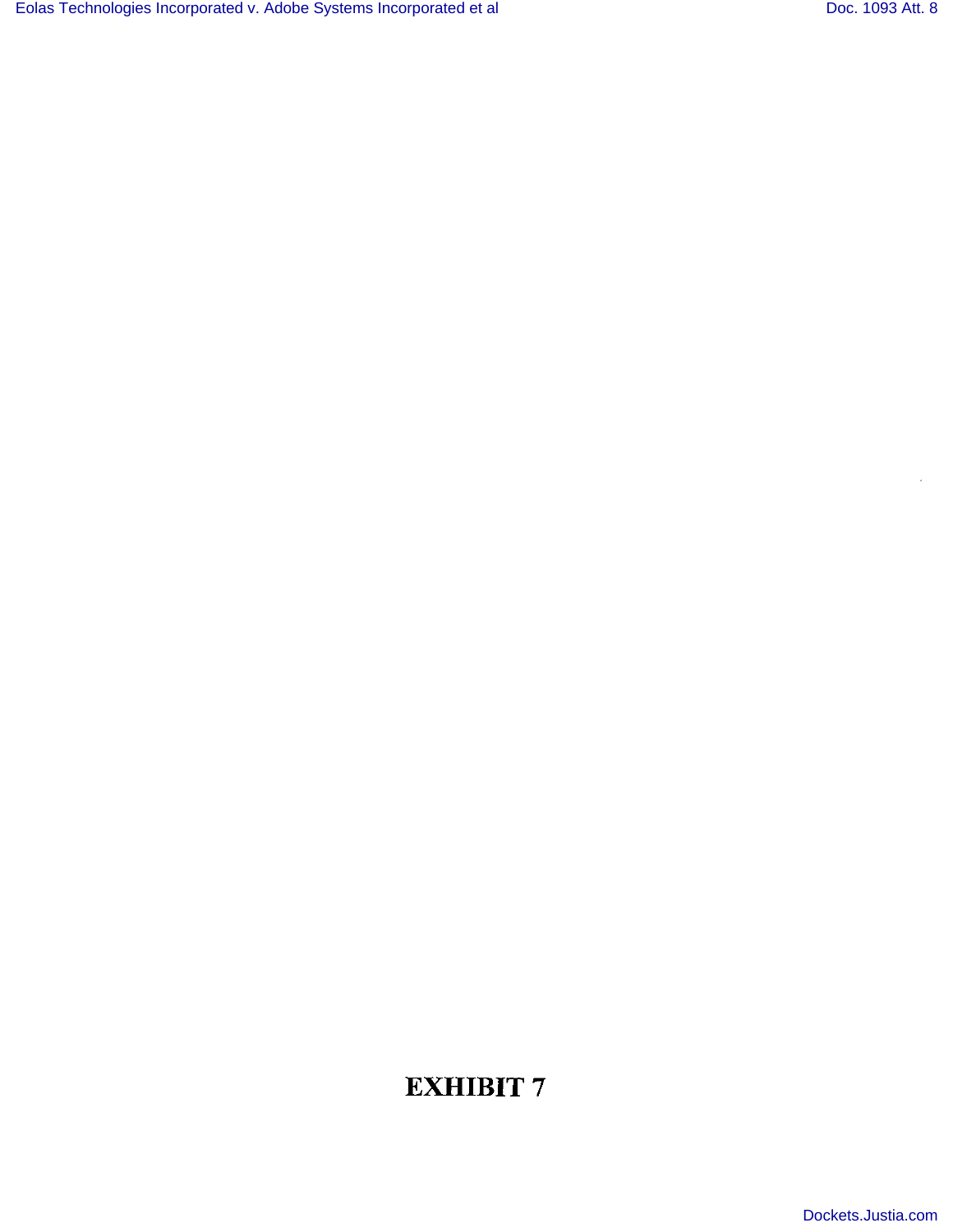# EXHIBIT 7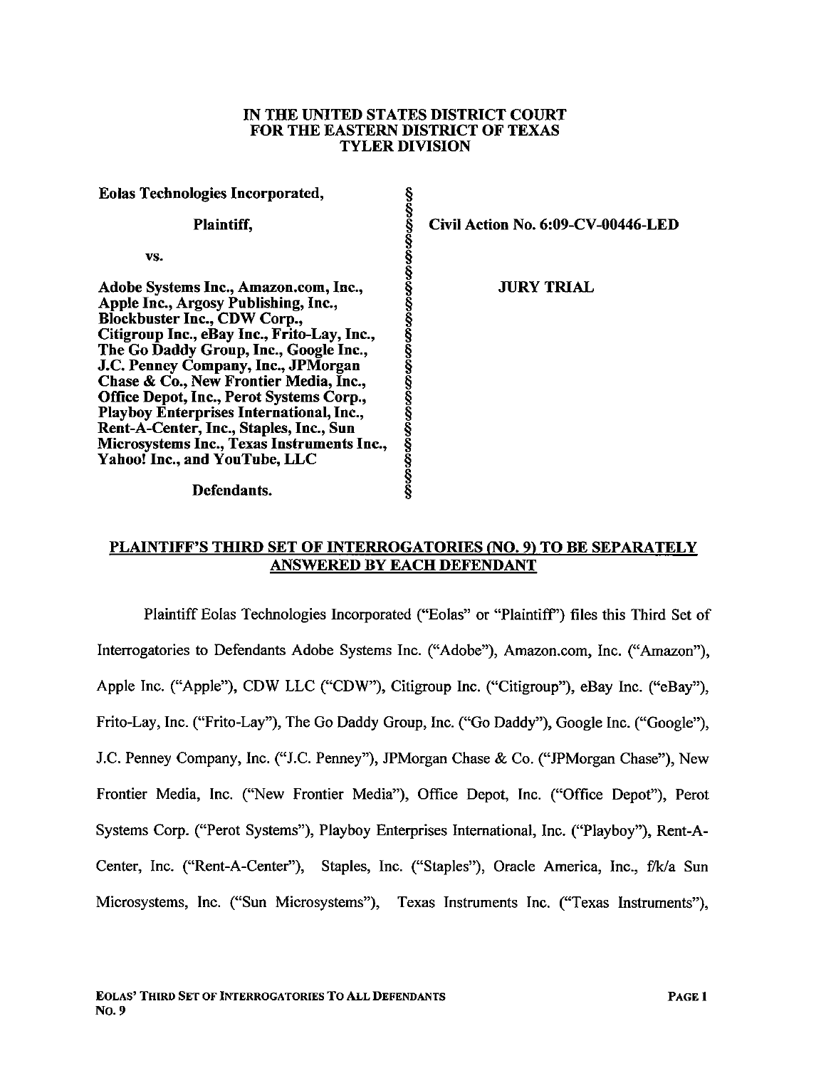**IN THE UNITED STATES DISTRICT COURT**
**FOR THE EASTERN DISTRICT OF TEXAS**
**TYLER DIVISION**

| | | |
|---|---|---|
| **Eolas Technologies Incorporated,** | § | |
| **Plaintiff,** | § | **Civil Action No. 6:09-CV-00446-LED** |
| **vs.** | § | |
| **Adobe Systems Inc., Amazon.com, Inc., Apple Inc., Argosy Publishing, Inc., Blockbuster Inc., CDW Corp., Citigroup Inc., eBay Inc., Frito-Lay, Inc., The Go Daddy Group, Inc., Google Inc., J.C. Penney Company, Inc., JPMorgan Chase & Co., New Frontier Media, Inc., Office Depot, Inc., Perot Systems Corp., Playboy Enterprises International, Inc., Rent-A-Center, Inc., Staples, Inc., Sun Microsystems Inc., Texas Instruments Inc., Yahoo! Inc., and YouTube, LLC** | § | **JURY TRIAL** |
| **Defendants.** | § | |

## PLAINTIFF'S THIRD SET OF INTERROGATORIES (NO. 9) TO BE SEPARATELY ANSWERED BY EACH DEFENDANT

Plaintiff Eolas Technologies Incorporated ("Eolas" or "Plaintiff") files this Third Set of Interrogatories to Defendants Adobe Systems Inc. ("Adobe"), Amazon.com, Inc. ("Amazon"), Apple Inc. ("Apple"), CDW LLC ("CDW"), Citigroup Inc. ("Citigroup"), eBay Inc. ("eBay"), Frito-Lay, Inc. ("Frito-Lay"), The Go Daddy Group, Inc. ("Go Daddy"), Google Inc. ("Google"), J.C. Penney Company, Inc. ("J.C. Penney"), JPMorgan Chase & Co. ("JPMorgan Chase"), New Frontier Media, Inc. ("New Frontier Media"), Office Depot, Inc. ("Office Depot"), Perot Systems Corp. ("Perot Systems"), Playboy Enterprises International, Inc. ("Playboy"), Rent-A-Center, Inc. ("Rent-A-Center"), Staples, Inc. ("Staples"), Oracle America, Inc., f/k/a Sun Microsystems, Inc. ("Sun Microsystems"), Texas Instruments Inc. ("Texas Instruments"),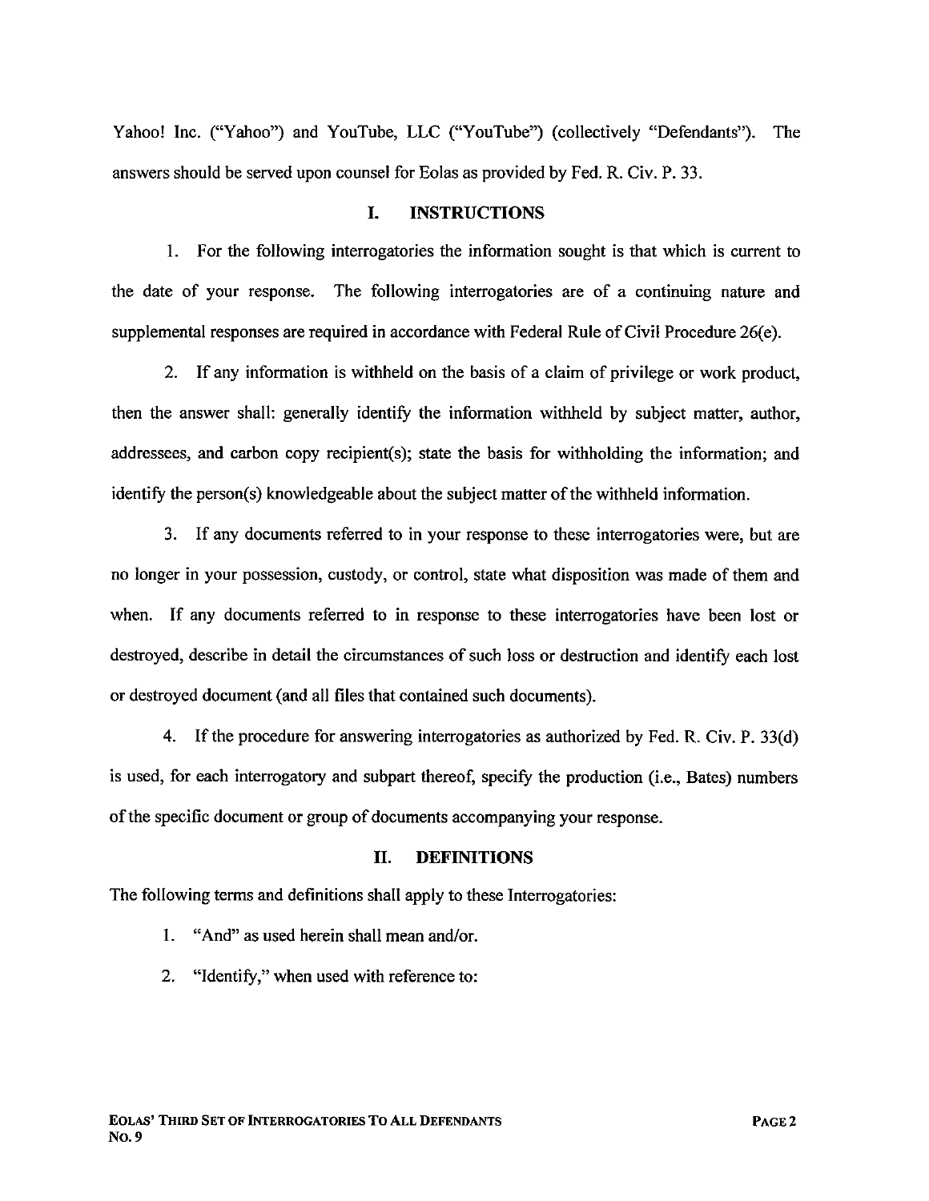Yahoo! Inc. ("Yahoo") and YouTube, LLC ("YouTube") (collectively "Defendants"). The answers should be served upon counsel for Eolas as provided by Fed. R. Civ. P. 33.

## I. INSTRUCTIONS

1. For the following interrogatories the information sought is that which is current to the date of your response. The following interrogatories are of a continuing nature and supplemental responses are required in accordance with Federal Rule of Civil Procedure 26(e).

2. If any information is withheld on the basis of a claim of privilege or work product, then the answer shall: generally identify the information withheld by subject matter, author, addressees, and carbon copy recipient(s); state the basis for withholding the information; and identify the person(s) knowledgeable about the subject matter of the withheld information.

3. If any documents referred to in your response to these interrogatories were, but are no longer in your possession, custody, or control, state what disposition was made of them and when. If any documents referred to in response to these interrogatories have been lost or destroyed, describe in detail the circumstances of such loss or destruction and identify each lost or destroyed document (and all files that contained such documents).

4. If the procedure for answering interrogatories as authorized by Fed. R. Civ. P. 33(d) is used, for each interrogatory and subpart thereof, specify the production (i.e., Bates) numbers of the specific document or group of documents accompanying your response.

## II. DEFINITIONS

The following terms and definitions shall apply to these Interrogatories:

1. "And" as used herein shall mean and/or.

2. "Identify," when used with reference to: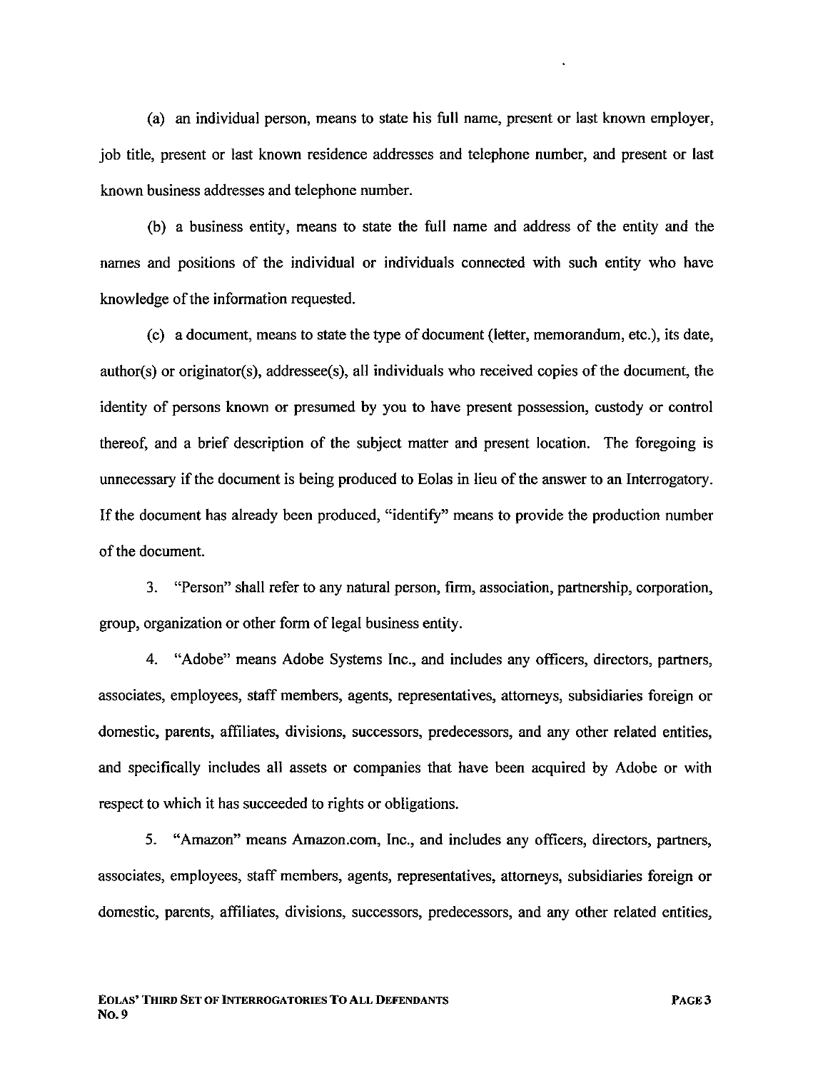(a) an individual person, means to state his full name, present or last known employer, job title, present or last known residence addresses and telephone number, and present or last known business addresses and telephone number.

(b) a business entity, means to state the full name and address of the entity and the names and positions of the individual or individuals connected with such entity who have knowledge of the information requested.

(c) a document, means to state the type of document (letter, memorandum, etc.), its date, author(s) or originator(s), addressee(s), all individuals who received copies of the document, the identity of persons known or presumed by you to have present possession, custody or control thereof, and a brief description of the subject matter and present location. The foregoing is unnecessary if the document is being produced to Eolas in lieu of the answer to an Interrogatory. If the document has already been produced, "identify" means to provide the production number of the document.

3. "Person" shall refer to any natural person, firm, association, partnership, corporation, group, organization or other form of legal business entity.

4. "Adobe" means Adobe Systems Inc., and includes any officers, directors, partners, associates, employees, staff members, agents, representatives, attorneys, subsidiaries foreign or domestic, parents, affiliates, divisions, successors, predecessors, and any other related entities, and specifically includes all assets or companies that have been acquired by Adobe or with respect to which it has succeeded to rights or obligations.

5. "Amazon" means Amazon.com, Inc., and includes any officers, directors, partners, associates, employees, staff members, agents, representatives, attorneys, subsidiaries foreign or domestic, parents, affiliates, divisions, successors, predecessors, and any other related entities,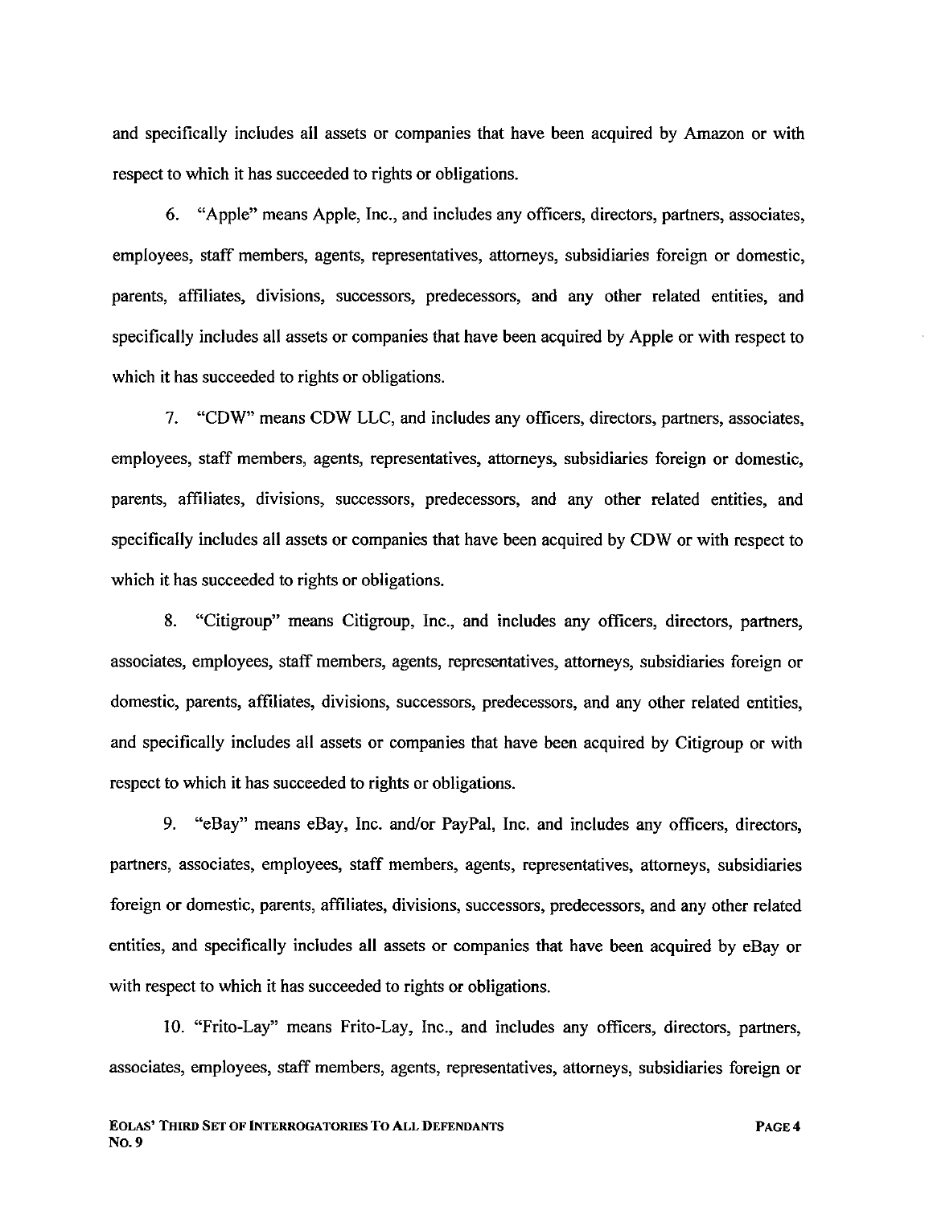and specifically includes all assets or companies that have been acquired by Amazon or with respect to which it has succeeded to rights or obligations.

6. "Apple" means Apple, Inc., and includes any officers, directors, partners, associates, employees, staff members, agents, representatives, attorneys, subsidiaries foreign or domestic, parents, affiliates, divisions, successors, predecessors, and any other related entities, and specifically includes all assets or companies that have been acquired by Apple or with respect to which it has succeeded to rights or obligations.

7. "CDW" means CDW LLC, and includes any officers, directors, partners, associates, employees, staff members, agents, representatives, attorneys, subsidiaries foreign or domestic, parents, affiliates, divisions, successors, predecessors, and any other related entities, and specifically includes all assets or companies that have been acquired by CDW or with respect to which it has succeeded to rights or obligations.

8. "Citigroup" means Citigroup, Inc., and includes any officers, directors, partners, associates, employees, staff members, agents, representatives, attorneys, subsidiaries foreign or domestic, parents, affiliates, divisions, successors, predecessors, and any other related entities, and specifically includes all assets or companies that have been acquired by Citigroup or with respect to which it has succeeded to rights or obligations.

9. "eBay" means eBay, Inc. and/or PayPal, Inc. and includes any officers, directors, partners, associates, employees, staff members, agents, representatives, attorneys, subsidiaries foreign or domestic, parents, affiliates, divisions, successors, predecessors, and any other related entities, and specifically includes all assets or companies that have been acquired by eBay or with respect to which it has succeeded to rights or obligations.

10. "Frito-Lay" means Frito-Lay, Inc., and includes any officers, directors, partners, associates, employees, staff members, agents, representatives, attorneys, subsidiaries foreign or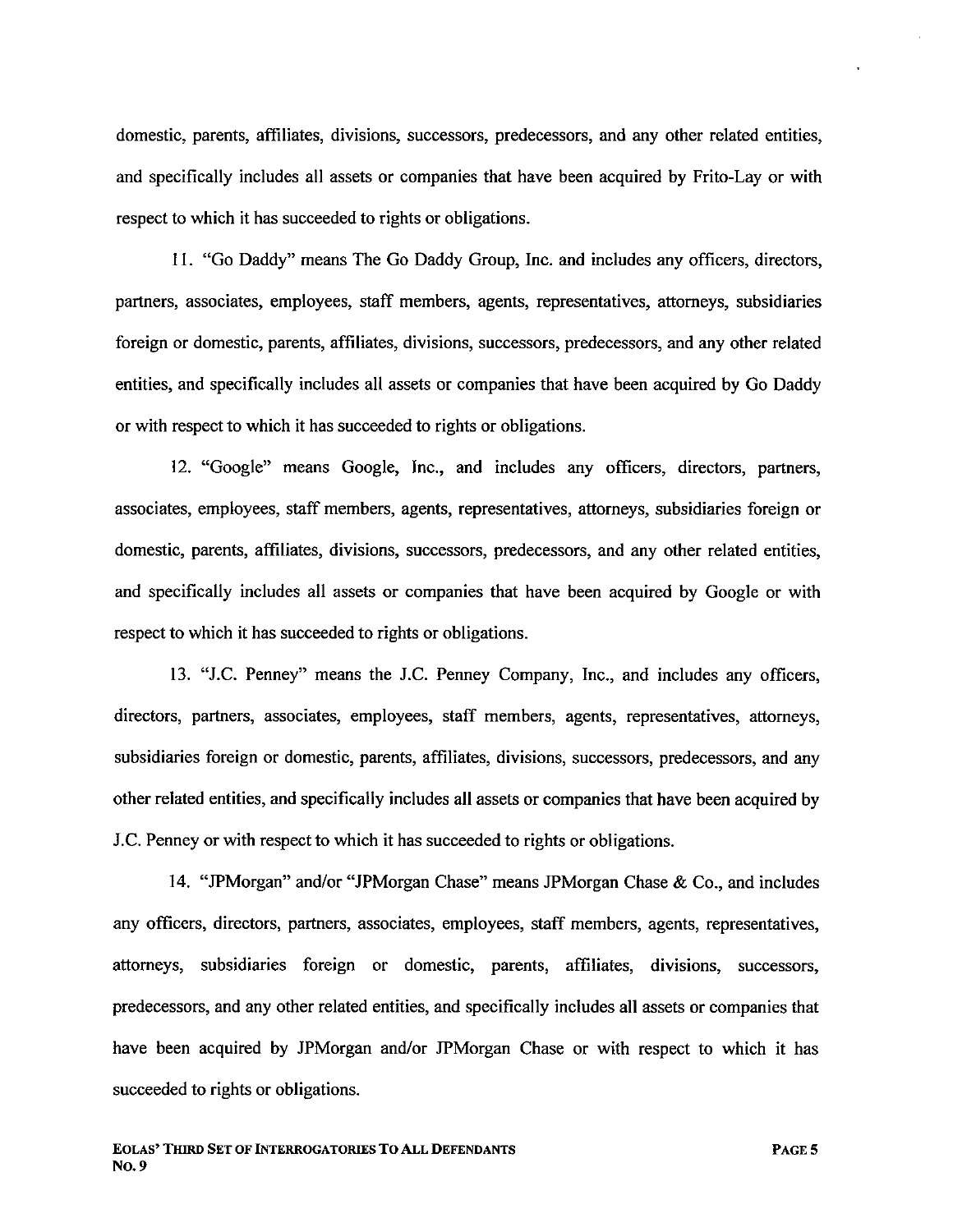domestic, parents, affiliates, divisions, successors, predecessors, and any other related entities, and specifically includes all assets or companies that have been acquired by Frito-Lay or with respect to which it has succeeded to rights or obligations.

11. "Go Daddy" means The Go Daddy Group, Inc. and includes any officers, directors, partners, associates, employees, staff members, agents, representatives, attorneys, subsidiaries foreign or domestic, parents, affiliates, divisions, successors, predecessors, and any other related entities, and specifically includes all assets or companies that have been acquired by Go Daddy or with respect to which it has succeeded to rights or obligations.

12. "Google" means Google, Inc., and includes any officers, directors, partners, associates, employees, staff members, agents, representatives, attorneys, subsidiaries foreign or domestic, parents, affiliates, divisions, successors, predecessors, and any other related entities, and specifically includes all assets or companies that have been acquired by Google or with respect to which it has succeeded to rights or obligations.

13. "J.C. Penney" means the J.C. Penney Company, Inc., and includes any officers, directors, partners, associates, employees, staff members, agents, representatives, attorneys, subsidiaries foreign or domestic, parents, affiliates, divisions, successors, predecessors, and any other related entities, and specifically includes all assets or companies that have been acquired by J.C. Penney or with respect to which it has succeeded to rights or obligations.

14. "JPMorgan" and/or "JPMorgan Chase" means JPMorgan Chase & Co., and includes any officers, directors, partners, associates, employees, staff members, agents, representatives, attorneys, subsidiaries foreign or domestic, parents, affiliates, divisions, successors, predecessors, and any other related entities, and specifically includes all assets or companies that have been acquired by JPMorgan and/or JPMorgan Chase or with respect to which it has succeeded to rights or obligations.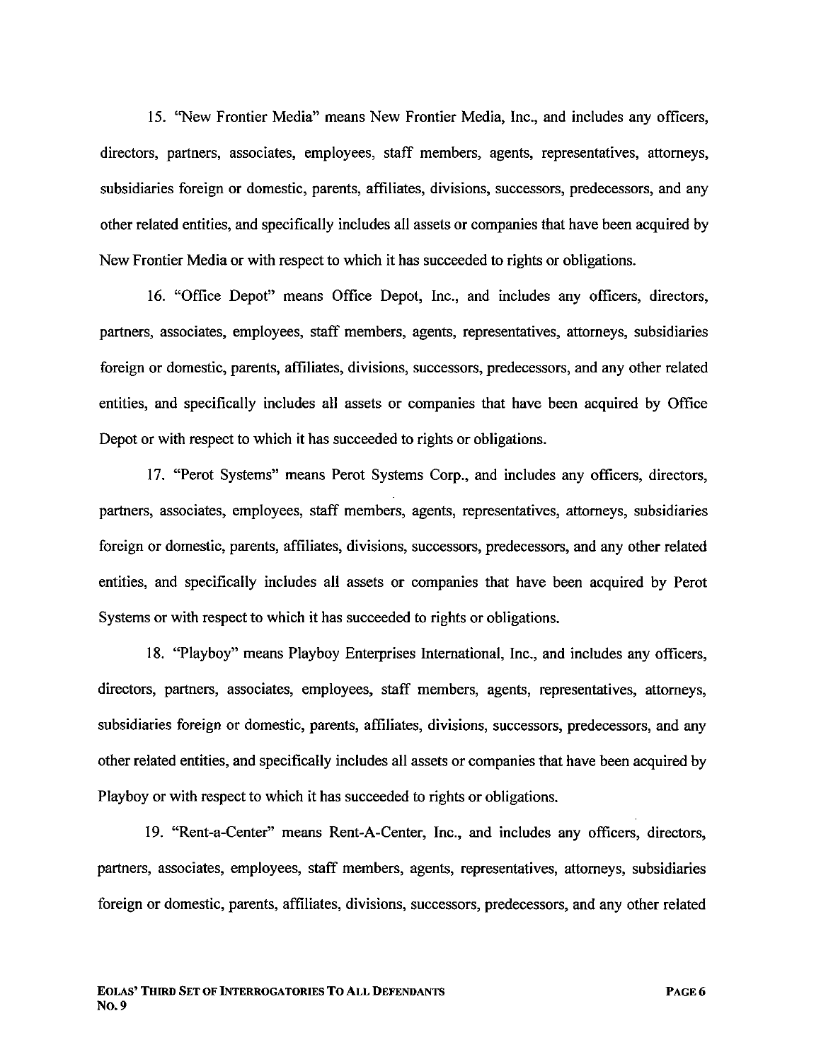15. "New Frontier Media" means New Frontier Media, Inc., and includes any officers, directors, partners, associates, employees, staff members, agents, representatives, attorneys, subsidiaries foreign or domestic, parents, affiliates, divisions, successors, predecessors, and any other related entities, and specifically includes all assets or companies that have been acquired by New Frontier Media or with respect to which it has succeeded to rights or obligations.

16. "Office Depot" means Office Depot, Inc., and includes any officers, directors, partners, associates, employees, staff members, agents, representatives, attorneys, subsidiaries foreign or domestic, parents, affiliates, divisions, successors, predecessors, and any other related entities, and specifically includes all assets or companies that have been acquired by Office Depot or with respect to which it has succeeded to rights or obligations.

17. "Perot Systems" means Perot Systems Corp., and includes any officers, directors, partners, associates, employees, staff members, agents, representatives, attorneys, subsidiaries foreign or domestic, parents, affiliates, divisions, successors, predecessors, and any other related entities, and specifically includes all assets or companies that have been acquired by Perot Systems or with respect to which it has succeeded to rights or obligations.

18. "Playboy" means Playboy Enterprises International, Inc., and includes any officers, directors, partners, associates, employees, staff members, agents, representatives, attorneys, subsidiaries foreign or domestic, parents, affiliates, divisions, successors, predecessors, and any other related entities, and specifically includes all assets or companies that have been acquired by Playboy or with respect to which it has succeeded to rights or obligations.

19. "Rent-a-Center" means Rent-A-Center, Inc., and includes any officers, directors, partners, associates, employees, staff members, agents, representatives, attorneys, subsidiaries foreign or domestic, parents, affiliates, divisions, successors, predecessors, and any other related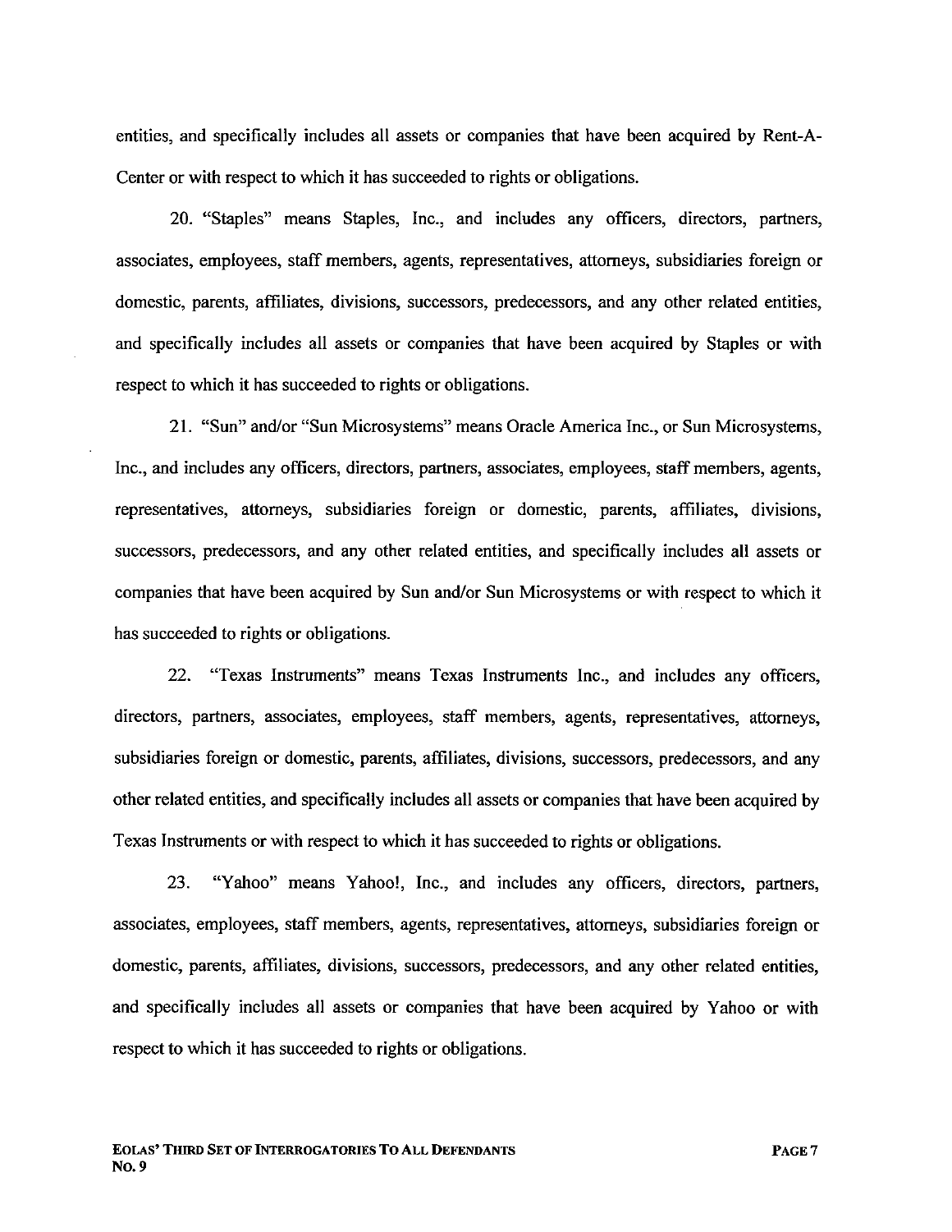entities, and specifically includes all assets or companies that have been acquired by Rent-A-Center or with respect to which it has succeeded to rights or obligations.

20. "Staples" means Staples, Inc., and includes any officers, directors, partners, associates, employees, staff members, agents, representatives, attorneys, subsidiaries foreign or domestic, parents, affiliates, divisions, successors, predecessors, and any other related entities, and specifically includes all assets or companies that have been acquired by Staples or with respect to which it has succeeded to rights or obligations.

21. "Sun" and/or "Sun Microsystems" means Oracle America Inc., or Sun Microsystems, Inc., and includes any officers, directors, partners, associates, employees, staff members, agents, representatives, attorneys, subsidiaries foreign or domestic, parents, affiliates, divisions, successors, predecessors, and any other related entities, and specifically includes all assets or companies that have been acquired by Sun and/or Sun Microsystems or with respect to which it has succeeded to rights or obligations.

22. "Texas Instruments" means Texas Instruments Inc., and includes any officers, directors, partners, associates, employees, staff members, agents, representatives, attorneys, subsidiaries foreign or domestic, parents, affiliates, divisions, successors, predecessors, and any other related entities, and specifically includes all assets or companies that have been acquired by Texas Instruments or with respect to which it has succeeded to rights or obligations.

23. "Yahoo" means Yahoo!, Inc., and includes any officers, directors, partners, associates, employees, staff members, agents, representatives, attorneys, subsidiaries foreign or domestic, parents, affiliates, divisions, successors, predecessors, and any other related entities, and specifically includes all assets or companies that have been acquired by Yahoo or with respect to which it has succeeded to rights or obligations.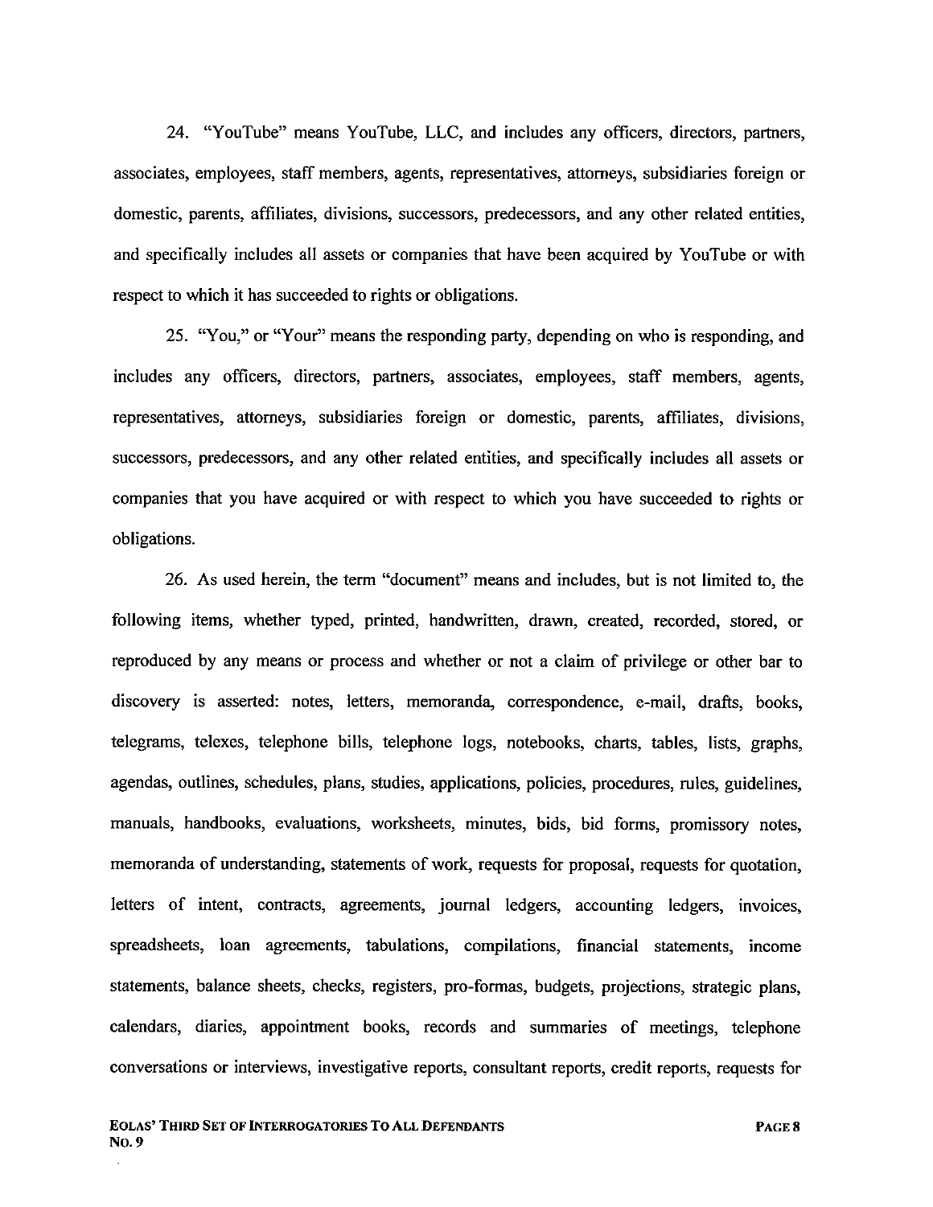24. "YouTube" means YouTube, LLC, and includes any officers, directors, partners, associates, employees, staff members, agents, representatives, attorneys, subsidiaries foreign or domestic, parents, affiliates, divisions, successors, predecessors, and any other related entities, and specifically includes all assets or companies that have been acquired by YouTube or with respect to which it has succeeded to rights or obligations.

25. "You," or "Your" means the responding party, depending on who is responding, and includes any officers, directors, partners, associates, employees, staff members, agents, representatives, attorneys, subsidiaries foreign or domestic, parents, affiliates, divisions, successors, predecessors, and any other related entities, and specifically includes all assets or companies that you have acquired or with respect to which you have succeeded to rights or obligations.

26. As used herein, the term "document" means and includes, but is not limited to, the following items, whether typed, printed, handwritten, drawn, created, recorded, stored, or reproduced by any means or process and whether or not a claim of privilege or other bar to discovery is asserted: notes, letters, memoranda, correspondence, e-mail, drafts, books, telegrams, telexes, telephone bills, telephone logs, notebooks, charts, tables, lists, graphs, agendas, outlines, schedules, plans, studies, applications, policies, procedures, rules, guidelines, manuals, handbooks, evaluations, worksheets, minutes, bids, bid forms, promissory notes, memoranda of understanding, statements of work, requests for proposal, requests for quotation, letters of intent, contracts, agreements, journal ledgers, accounting ledgers, invoices, spreadsheets, loan agreements, tabulations, compilations, financial statements, income statements, balance sheets, checks, registers, pro-formas, budgets, projections, strategic plans, calendars, diaries, appointment books, records and summaries of meetings, telephone conversations or interviews, investigative reports, consultant reports, credit reports, requests for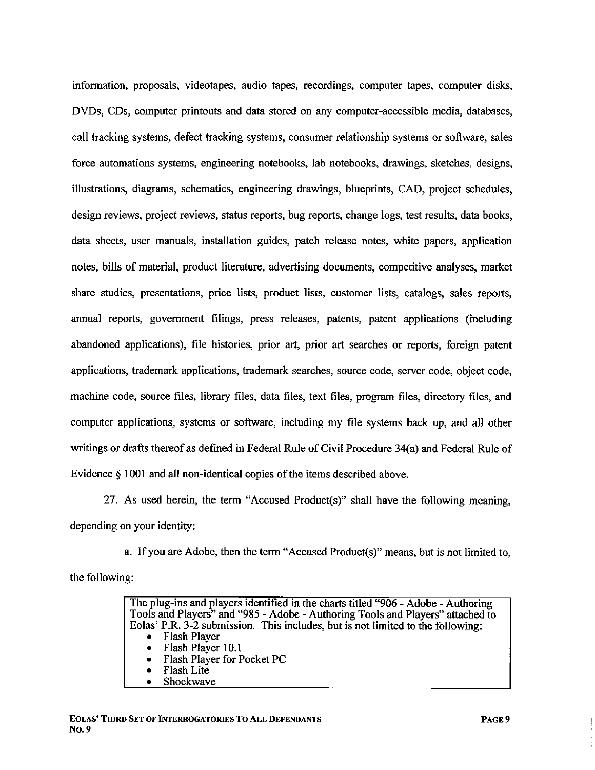information, proposals, videotapes, audio tapes, recordings, computer tapes, computer disks, DVDs, CDs, computer printouts and data stored on any computer-accessible media, databases, call tracking systems, defect tracking systems, consumer relationship systems or software, sales force automations systems, engineering notebooks, lab notebooks, drawings, sketches, designs, illustrations, diagrams, schematics, engineering drawings, blueprints, CAD, project schedules, design reviews, project reviews, status reports, bug reports, change logs, test results, data books, data sheets, user manuals, installation guides, patch release notes, white papers, application notes, bills of material, product literature, advertising documents, competitive analyses, market share studies, presentations, price lists, product lists, customer lists, catalogs, sales reports, annual reports, government filings, press releases, patents, patent applications (including abandoned applications), file histories, prior art, prior art searches or reports, foreign patent applications, trademark applications, trademark searches, source code, server code, object code, machine code, source files, library files, data files, text files, program files, directory files, and computer applications, systems or software, including my file systems back up, and all other writings or drafts thereof as defined in Federal Rule of Civil Procedure 34(a) and Federal Rule of Evidence § 1001 and all non-identical copies of the items described above.

27. As used herein, the term "Accused Product(s)" shall have the following meaning, depending on your identity:

a. If you are Adobe, then the term "Accused Product(s)" means, but is not limited to, the following:

| The plug-ins and players identified in the charts titled "906 - Adobe - Authoring Tools and Players" and "985 - Adobe - Authoring Tools and Players" attached to Eolas' P.R. 3-2 submission. This includes, but is not limited to the following:<br>• Flash Player<br>• Flash Player 10.1<br>• Flash Player for Pocket PC<br>• Flash Lite<br>• Shockwave |
|---|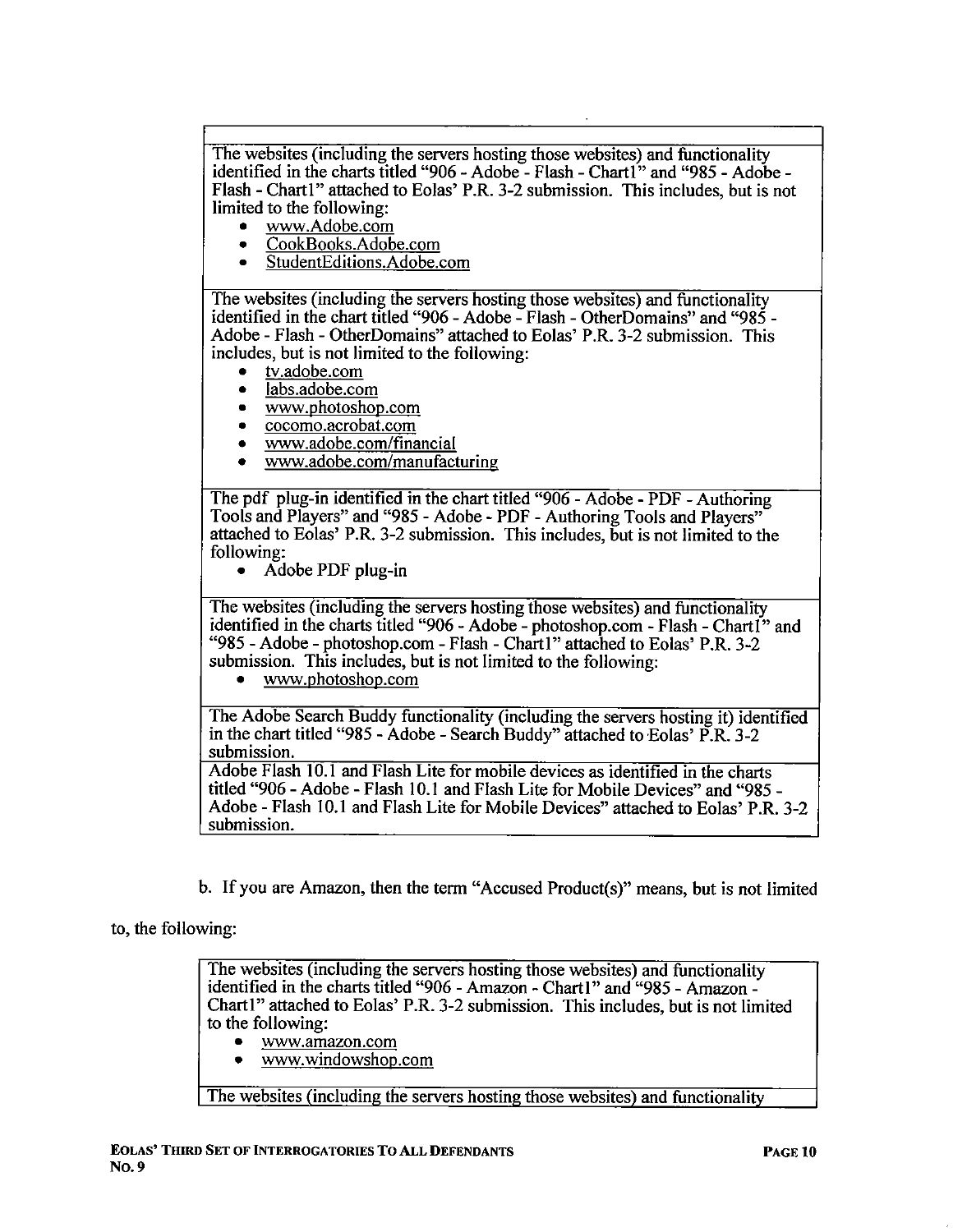| |
|---|
| The websites (including the servers hosting those websites) and functionality identified in the charts titled "906 - Adobe - Flash - Chart1" and "985 - Adobe - Flash - Chart1" attached to Eolas' P.R. 3-2 submission. This includes, but is not limited to the following:<br>• www.Adobe.com<br>• CookBooks.Adobe.com<br>• StudentEditions.Adobe.com |
| The websites (including the servers hosting those websites) and functionality identified in the chart titled "906 - Adobe - Flash - OtherDomains" and "985 - Adobe - Flash - OtherDomains" attached to Eolas' P.R. 3-2 submission. This includes, but is not limited to the following:<br>• tv.adobe.com<br>• labs.adobe.com<br>• www.photoshop.com<br>• cocomo.acrobat.com<br>• www.adobe.com/financial<br>• www.adobe.com/manufacturing |
| The pdf plug-in identified in the chart titled "906 - Adobe - PDF - Authoring Tools and Players" and "985 - Adobe - PDF - Authoring Tools and Players" attached to Eolas' P.R. 3-2 submission. This includes, but is not limited to the following:<br>• Adobe PDF plug-in |
| The websites (including the servers hosting those websites) and functionality identified in the charts titled "906 - Adobe - photoshop.com - Flash - Chart1" and "985 - Adobe - photoshop.com - Flash - Chart1" attached to Eolas' P.R. 3-2 submission. This includes, but is not limited to the following:<br>• www.photoshop.com |
| The Adobe Search Buddy functionality (including the servers hosting it) identified in the chart titled "985 - Adobe - Search Buddy" attached to Eolas' P.R. 3-2 submission. |
| Adobe Flash 10.1 and Flash Lite for mobile devices as identified in the charts titled "906 - Adobe - Flash 10.1 and Flash Lite for Mobile Devices" and "985 - Adobe - Flash 10.1 and Flash Lite for Mobile Devices" attached to Eolas' P.R. 3-2 submission. |

b. If you are Amazon, then the term "Accused Product(s)" means, but is not limited to, the following:

| |
|---|
| The websites (including the servers hosting those websites) and functionality identified in the charts titled "906 - Amazon - Chart1" and "985 - Amazon - Chart1" attached to Eolas' P.R. 3-2 submission. This includes, but is not limited to the following:<br>• www.amazon.com<br>• www.windowshop.com |
| The websites (including the servers hosting those websites) and functionality |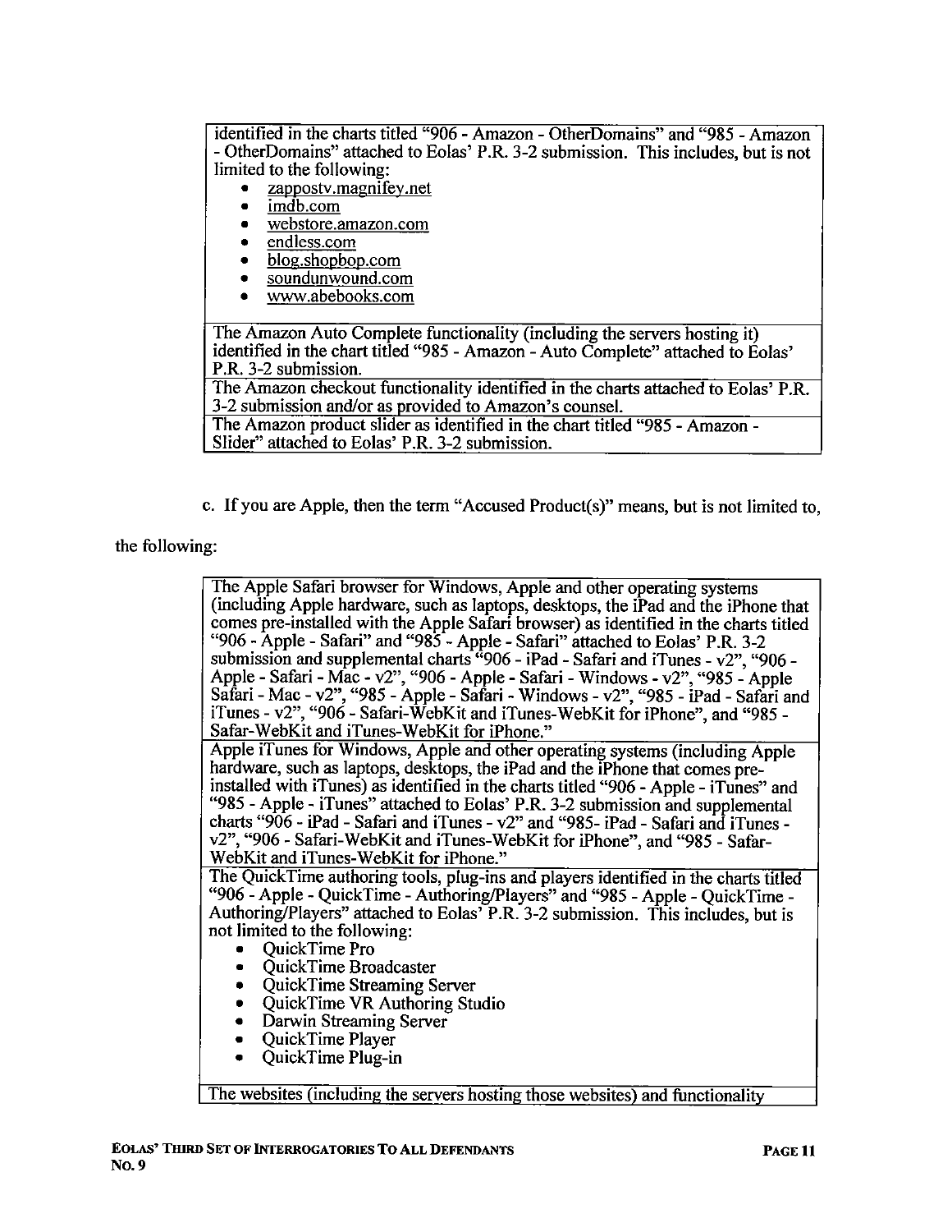| |
|---|
| identified in the charts titled "906 - Amazon - OtherDomains" and "985 - Amazon - OtherDomains" attached to Eolas' P.R. 3-2 submission. This includes, but is not limited to the following:<br>• zappostv.magnifey.net<br>• imdb.com<br>• webstore.amazon.com<br>• endless.com<br>• blog.shopbop.com<br>• soundunwound.com<br>• www.abebooks.com |
| The Amazon Auto Complete functionality (including the servers hosting it) identified in the chart titled "985 - Amazon - Auto Complete" attached to Eolas' P.R. 3-2 submission. |
| The Amazon checkout functionality identified in the charts attached to Eolas' P.R. 3-2 submission and/or as provided to Amazon's counsel. |
| The Amazon product slider as identified in the chart titled "985 - Amazon - Slider" attached to Eolas' P.R. 3-2 submission. |

c. If you are Apple, then the term "Accused Product(s)" means, but is not limited to, the following:

| |
|---|
| The Apple Safari browser for Windows, Apple and other operating systems (including Apple hardware, such as laptops, desktops, the iPad and the iPhone that comes pre-installed with the Apple Safari browser) as identified in the charts titled "906 - Apple - Safari" and "985 - Apple - Safari" attached to Eolas' P.R. 3-2 submission and supplemental charts "906 - iPad - Safari and iTunes - v2", "906 - Apple - Safari - Mac - v2", "906 - Apple - Safari - Windows - v2", "985 - Apple Safari - Mac - v2", "985 - Apple - Safari - Windows - v2", "985 - iPad - Safari and iTunes - v2", "906 - Safari-WebKit and iTunes-WebKit for iPhone", and "985 - Safar-WebKit and iTunes-WebKit for iPhone." |
| Apple iTunes for Windows, Apple and other operating systems (including Apple hardware, such as laptops, desktops, the iPad and the iPhone that comes pre-installed with iTunes) as identified in the charts titled "906 - Apple - iTunes" and "985 - Apple - iTunes" attached to Eolas' P.R. 3-2 submission and supplemental charts "906 - iPad - Safari and iTunes - v2" and "985- iPad - Safari and iTunes - v2", "906 - Safari-WebKit and iTunes-WebKit for iPhone", and "985 - Safar-WebKit and iTunes-WebKit for iPhone." |
| The QuickTime authoring tools, plug-ins and players identified in the charts titled "906 - Apple - QuickTime - Authoring/Players" and "985 - Apple - QuickTime - Authoring/Players" attached to Eolas' P.R. 3-2 submission. This includes, but is not limited to the following:<br>• QuickTime Pro<br>• QuickTime Broadcaster<br>• QuickTime Streaming Server<br>• QuickTime VR Authoring Studio<br>• Darwin Streaming Server<br>• QuickTime Player<br>• QuickTime Plug-in |
| The websites (including the servers hosting those websites) and functionality |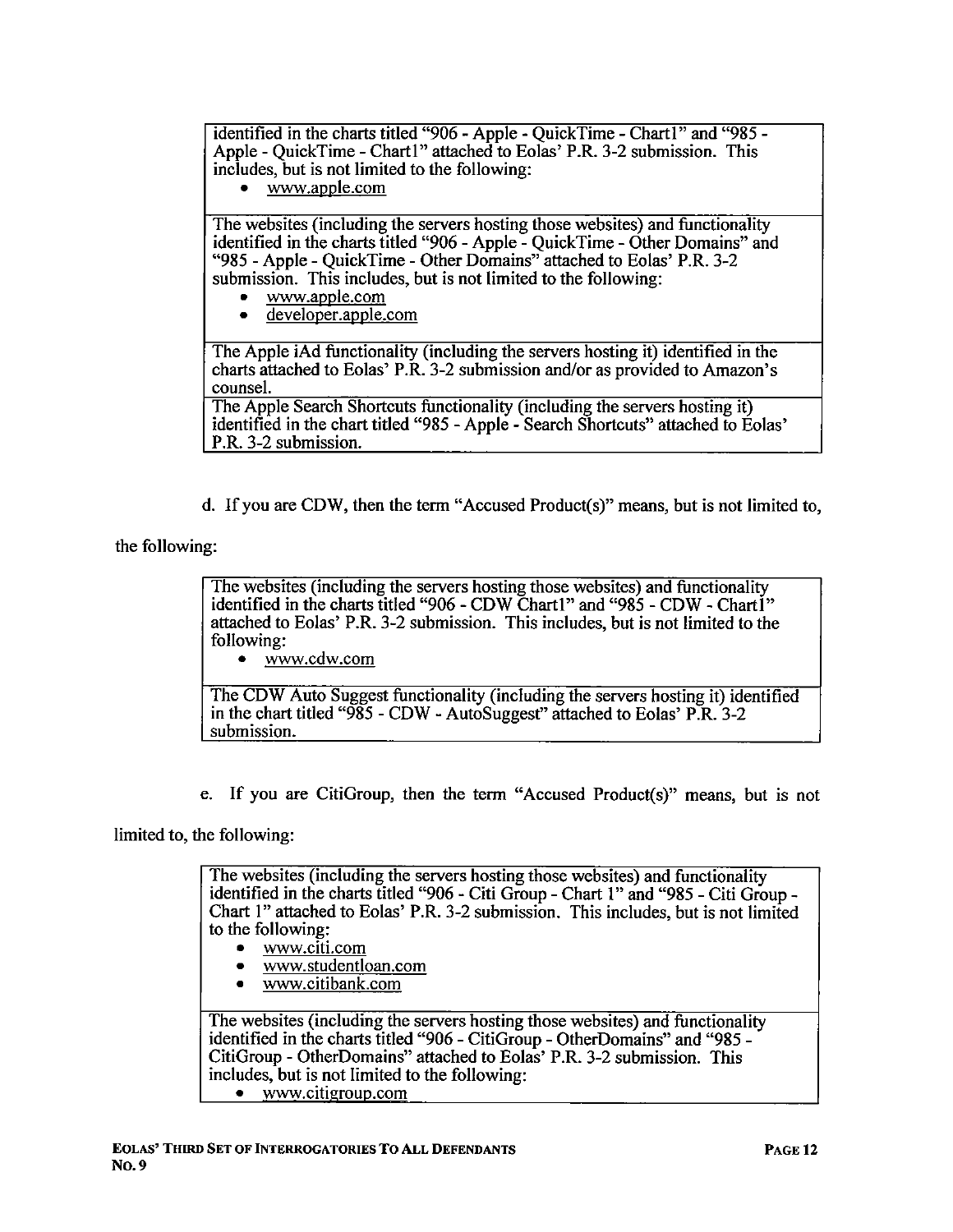| identified in the charts titled "906 - Apple - QuickTime - Chart1" and "985 - Apple - QuickTime - Chart1" attached to Eolas' P.R. 3-2 submission. This includes, but is not limited to the following:<br>• www.apple.com |
|---|
| The websites (including the servers hosting those websites) and functionality identified in the charts titled "906 - Apple - QuickTime - Other Domains" and "985 - Apple - QuickTime - Other Domains" attached to Eolas' P.R. 3-2 submission. This includes, but is not limited to the following:<br>• www.apple.com<br>• developer.apple.com |
| The Apple iAd functionality (including the servers hosting it) identified in the charts attached to Eolas' P.R. 3-2 submission and/or as provided to Amazon's counsel. |
| The Apple Search Shortcuts functionality (including the servers hosting it) identified in the chart titled "985 - Apple - Search Shortcuts" attached to Eolas' P.R. 3-2 submission. |

d. If you are CDW, then the term "Accused Product(s)" means, but is not limited to, the following:

| The websites (including the servers hosting those websites) and functionality identified in the charts titled "906 - CDW Chart1" and "985 - CDW - Chart1" attached to Eolas' P.R. 3-2 submission. This includes, but is not limited to the following:<br>• www.cdw.com |
|---|
| The CDW Auto Suggest functionality (including the servers hosting it) identified in the chart titled "985 - CDW - AutoSuggest" attached to Eolas' P.R. 3-2 submission. |

e. If you are CitiGroup, then the term "Accused Product(s)" means, but is not limited to, the following:

| The websites (including the servers hosting those websites) and functionality identified in the charts titled "906 - Citi Group - Chart 1" and "985 - Citi Group - Chart 1" attached to Eolas' P.R. 3-2 submission. This includes, but is not limited to the following:<br>• www.citi.com<br>• www.studentloan.com<br>• www.citibank.com |
|---|
| The websites (including the servers hosting those websites) and functionality identified in the charts titled "906 - CitiGroup - OtherDomains" and "985 - CitiGroup - OtherDomains" attached to Eolas' P.R. 3-2 submission. This includes, but is not limited to the following:<br>• www.citigroup.com |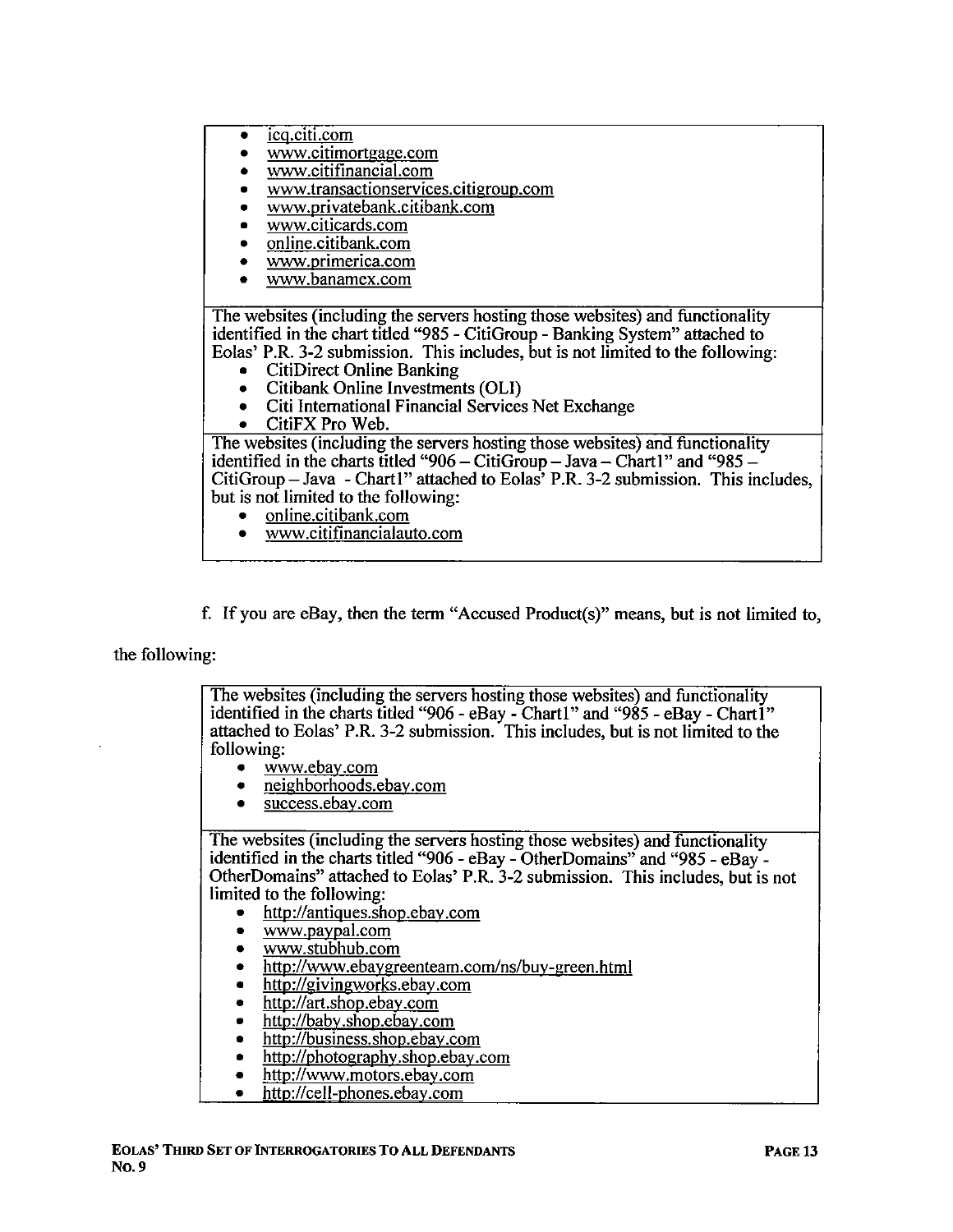| |
|---|
| • icq.citi.com<br>• www.citimortgage.com<br>• www.citifinancial.com<br>• www.transactionservices.citigroup.com<br>• www.privatebank.citibank.com<br>• www.citicards.com<br>• online.citibank.com<br>• www.primerica.com<br>• www.banamex.com |
| The websites (including the servers hosting those websites) and functionality identified in the chart titled "985 - CitiGroup - Banking System" attached to Eolas' P.R. 3-2 submission. This includes, but is not limited to the following:<br>• CitiDirect Online Banking<br>• Citibank Online Investments (OLI)<br>• Citi International Financial Services Net Exchange<br>• CitiFX Pro Web. |
| The websites (including the servers hosting those websites) and functionality identified in the charts titled "906 – CitiGroup – Java – Chart1" and "985 – CitiGroup – Java - Chart1" attached to Eolas' P.R. 3-2 submission. This includes, but is not limited to the following:<br>• online.citibank.com<br>• www.citifinancialauto.com |

f. If you are eBay, then the term "Accused Product(s)" means, but is not limited to, the following:

| |
|---|
| The websites (including the servers hosting those websites) and functionality identified in the charts titled "906 - eBay - Chart1" and "985 - eBay - Chart1" attached to Eolas' P.R. 3-2 submission. This includes, but is not limited to the following:<br>• www.ebay.com<br>• neighborhoods.ebay.com<br>• success.ebay.com |
| The websites (including the servers hosting those websites) and functionality identified in the charts titled "906 - eBay - OtherDomains" and "985 - eBay - OtherDomains" attached to Eolas' P.R. 3-2 submission. This includes, but is not limited to the following:<br>• http://antiques.shop.ebay.com<br>• www.paypal.com<br>• www.stubhub.com<br>• http://www.ebaygreenteam.com/ns/buy-green.html<br>• http://givingworks.ebay.com<br>• http://art.shop.ebay.com<br>• http://baby.shop.ebay.com<br>• http://business.shop.ebay.com<br>• http://photography.shop.ebay.com<br>• http://www.motors.ebay.com<br>• http://cell-phones.ebay.com |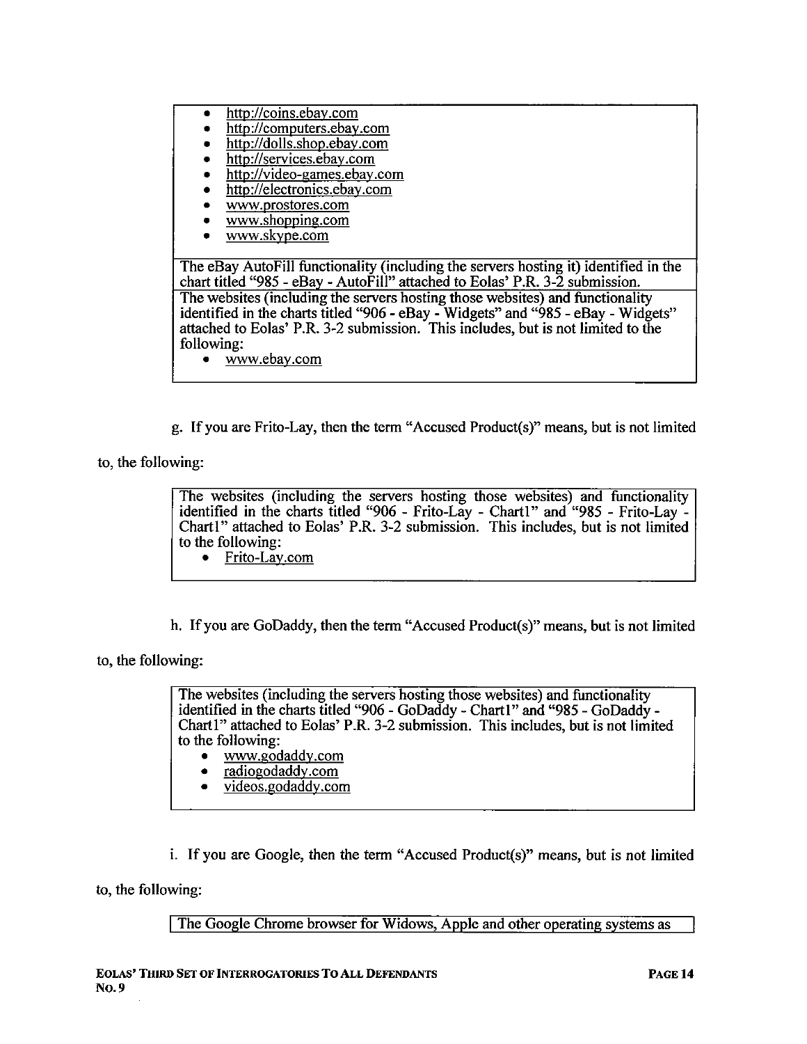| |
|---|
| - http://coins.ebay.com<br>- http://computers.ebay.com<br>- http://dolls.shop.ebay.com<br>- http://services.ebay.com<br>- http://video-games.ebay.com<br>- http://electronics.ebay.com<br>- www.prostores.com<br>- www.shopping.com<br>- www.skype.com |
| The eBay AutoFill functionality (including the servers hosting it) identified in the chart titled "985 - eBay - AutoFill" attached to Eolas' P.R. 3-2 submission. |
| The websites (including the servers hosting those websites) and functionality identified in the charts titled "906 - eBay - Widgets" and "985 - eBay - Widgets" attached to Eolas' P.R. 3-2 submission. This includes, but is not limited to the following:<br>- www.ebay.com |

g. If you are Frito-Lay, then the term "Accused Product(s)" means, but is not limited to, the following:

| |
|---|
| The websites (including the servers hosting those websites) and functionality identified in the charts titled "906 - Frito-Lay - Chart1" and "985 - Frito-Lay - Chart1" attached to Eolas' P.R. 3-2 submission. This includes, but is not limited to the following:<br>- Frito-Lay.com |

h. If you are GoDaddy, then the term "Accused Product(s)" means, but is not limited to, the following:

| |
|---|
| The websites (including the servers hosting those websites) and functionality identified in the charts titled "906 - GoDaddy - Chart1" and "985 - GoDaddy - Chart1" attached to Eolas' P.R. 3-2 submission. This includes, but is not limited to the following:<br>- www.godaddy.com<br>- radiogodaddy.com<br>- videos.godaddy.com |

i. If you are Google, then the term "Accused Product(s)" means, but is not limited to, the following:

| |
|---|
| The Google Chrome browser for Widows, Apple and other operating systems as |

**EOLAS' THIRD SET OF INTERROGATORIES TO ALL DEFENDANTS**
**NO. 9**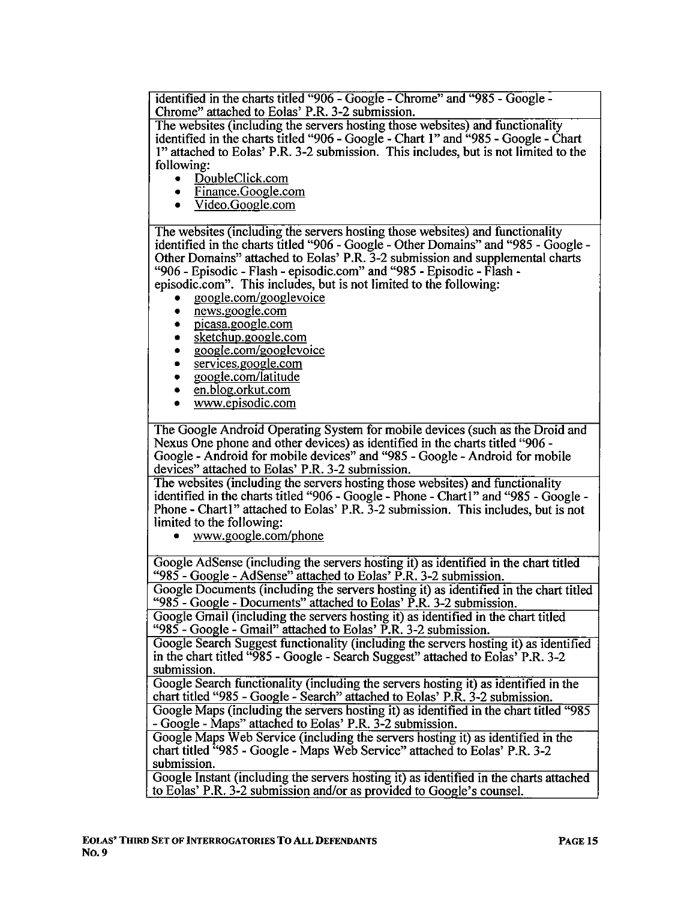| |
|---|
| identified in the charts titled "906 - Google - Chrome" and "985 - Google - Chrome" attached to Eolas' P.R. 3-2 submission. |
| The websites (including the servers hosting those websites) and functionality identified in the charts titled "906 - Google - Chart 1" and "985 - Google - Chart 1" attached to Eolas' P.R. 3-2 submission. This includes, but is not limited to the following:<br>• DoubleClick.com<br>• Finance.Google.com<br>• Video.Google.com |
| The websites (including the servers hosting those websites) and functionality identified in the charts titled "906 - Google - Other Domains" and "985 - Google - Other Domains" attached to Eolas' P.R. 3-2 submission and supplemental charts "906 - Episodic - Flash - episodic.com" and "985 - Episodic - Flash - episodic.com". This includes, but is not limited to the following:<br>• google.com/googlevoice<br>• news.google.com<br>• picasa.google.com<br>• sketchup.google.com<br>• google.com/googlevoice<br>• services.google.com<br>• google.com/latitude<br>• en.blog.orkut.com<br>• www.episodic.com |
| The Google Android Operating System for mobile devices (such as the Droid and Nexus One phone and other devices) as identified in the charts titled "906 - Google - Android for mobile devices" and "985 - Google - Android for mobile devices" attached to Eolas' P.R. 3-2 submission. |
| The websites (including the servers hosting those websites) and functionality identified in the charts titled "906 - Google - Phone - Chart1" and "985 - Google - Phone - Chart1" attached to Eolas' P.R. 3-2 submission. This includes, but is not limited to the following:<br>• www.google.com/phone |
| Google AdSense (including the servers hosting it) as identified in the chart titled "985 - Google - AdSense" attached to Eolas' P.R. 3-2 submission. |
| Google Documents (including the servers hosting it) as identified in the chart titled "985 - Google - Documents" attached to Eolas' P.R. 3-2 submission. |
| Google Gmail (including the servers hosting it) as identified in the chart titled "985 - Google - Gmail" attached to Eolas' P.R. 3-2 submission. |
| Google Search Suggest functionality (including the servers hosting it) as identified in the chart titled "985 - Google - Search Suggest" attached to Eolas' P.R. 3-2 submission. |
| Google Search functionality (including the servers hosting it) as identified in the chart titled "985 - Google - Search" attached to Eolas' P.R. 3-2 submission. |
| Google Maps (including the servers hosting it) as identified in the chart titled "985 - Google - Maps" attached to Eolas' P.R. 3-2 submission. |
| Google Maps Web Service (including the servers hosting it) as identified in the chart titled "985 - Google - Maps Web Service" attached to Eolas' P.R. 3-2 submission. |
| Google Instant (including the servers hosting it) as identified in the charts attached to Eolas' P.R. 3-2 submission and/or as provided to Google's counsel. |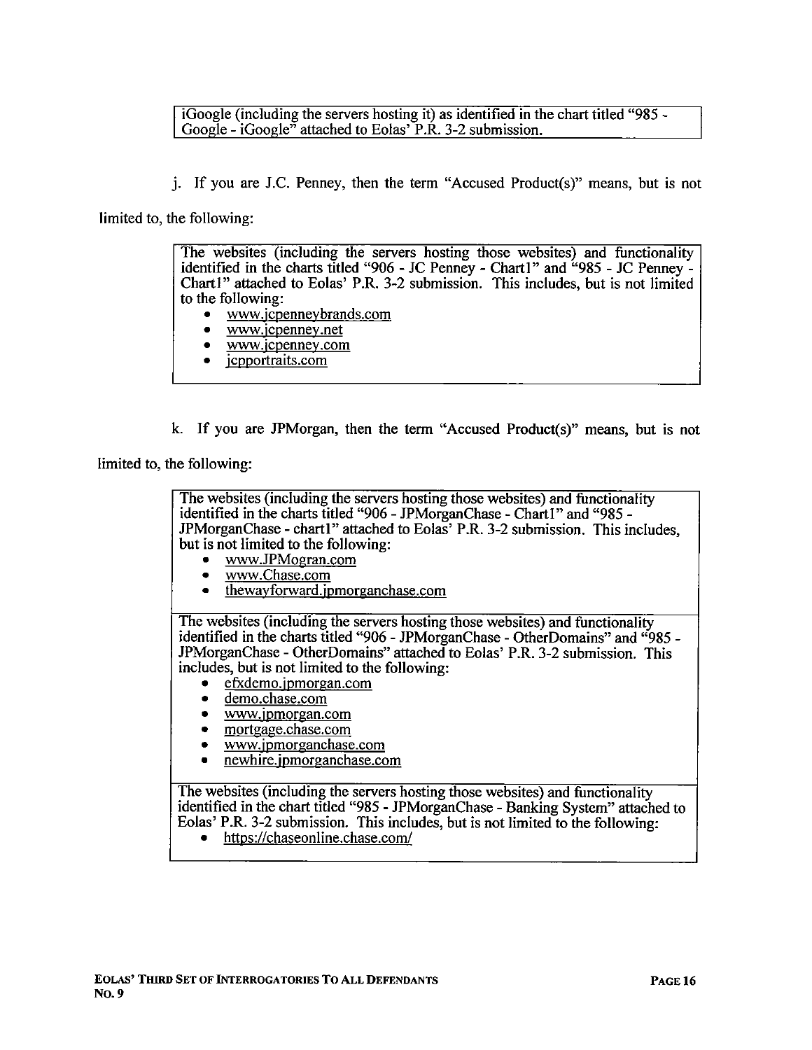| iGoogle (including the servers hosting it) as identified in the chart titled "985 - Google - iGoogle" attached to Eolas' P.R. 3-2 submission. |
|---|

j. If you are J.C. Penney, then the term "Accused Product(s)" means, but is not limited to, the following:

| The websites (including the servers hosting those websites) and functionality identified in the charts titled "906 - JC Penney - Chart1" and "985 - JC Penney - Chart1" attached to Eolas' P.R. 3-2 submission. This includes, but is not limited to the following:<br>• www.jcpenneybrands.com<br>• www.jcpenney.net<br>• www.jcpenney.com<br>• jcpportraits.com |
|---|

k. If you are JPMorgan, then the term "Accused Product(s)" means, but is not limited to, the following:

| The websites (including the servers hosting those websites) and functionality identified in the charts titled "906 - JPMorganChase - Chart1" and "985 - JPMorganChase - chart1" attached to Eolas' P.R. 3-2 submission. This includes, but is not limited to the following:<br>• www.JPMogran.com<br>• www.Chase.com<br>• thewayforward.jpmorganchase.com |
|---|
| The websites (including the servers hosting those websites) and functionality identified in the charts titled "906 - JPMorganChase - OtherDomains" and "985 - JPMorganChase - OtherDomains" attached to Eolas' P.R. 3-2 submission. This includes, but is not limited to the following:<br>• efxdemo.jpmorgan.com<br>• demo.chase.com<br>• www.jpmorgan.com<br>• mortgage.chase.com<br>• www.jpmorganchase.com<br>• newhire.jpmorganchase.com |
| The websites (including the servers hosting those websites) and functionality identified in the chart titled "985 - JPMorganChase - Banking System" attached to Eolas' P.R. 3-2 submission. This includes, but is not limited to the following:<br>• https://chaseonline.chase.com/ |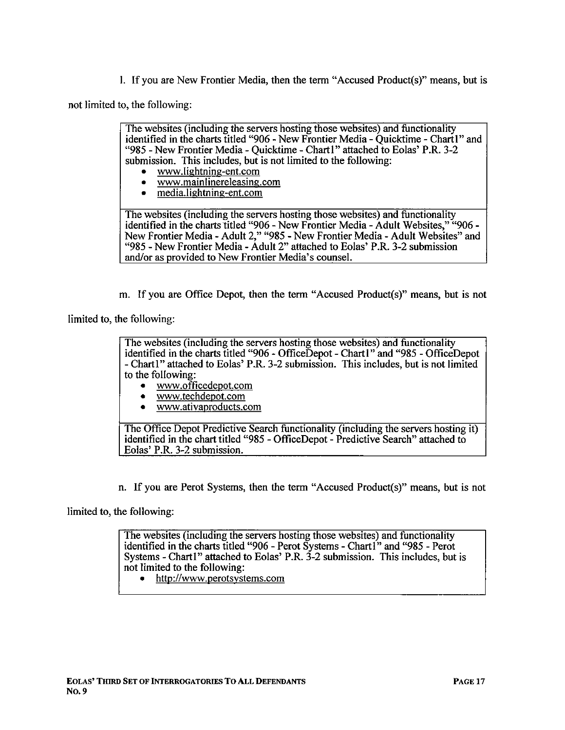l. If you are New Frontier Media, then the term "Accused Product(s)" means, but is not limited to, the following:

| The websites (including the servers hosting those websites) and functionality identified in the charts titled "906 - New Frontier Media - Quicktime - Chart1" and "985 - New Frontier Media - Quicktime - Chart1" attached to Eolas' P.R. 3-2 submission. This includes, but is not limited to the following:<br>• www.lightning-ent.com<br>• www.mainlinereleasing.com<br>• media.lightning-ent.com |
|---|
| The websites (including the servers hosting those websites) and functionality identified in the charts titled "906 - New Frontier Media - Adult Websites," "906 - New Frontier Media - Adult 2," "985 - New Frontier Media - Adult Websites" and "985 - New Frontier Media - Adult 2" attached to Eolas' P.R. 3-2 submission and/or as provided to New Frontier Media's counsel. |

m. If you are Office Depot, then the term "Accused Product(s)" means, but is not limited to, the following:

| The websites (including the servers hosting those websites) and functionality identified in the charts titled "906 - OfficeDepot - Chart1" and "985 - OfficeDepot - Chart1" attached to Eolas' P.R. 3-2 submission. This includes, but is not limited to the following:<br>• www.officedepot.com<br>• www.techdepot.com<br>• www.ativaproducts.com |
|---|
| The Office Depot Predictive Search functionality (including the servers hosting it) identified in the chart titled "985 - OfficeDepot - Predictive Search" attached to Eolas' P.R. 3-2 submission. |

n. If you are Perot Systems, then the term "Accused Product(s)" means, but is not limited to, the following:

| The websites (including the servers hosting those websites) and functionality identified in the charts titled "906 - Perot Systems - Chart1" and "985 - Perot Systems - Chart1" attached to Eolas' P.R. 3-2 submission. This includes, but is not limited to the following:<br>• http://www.perotsystems.com |
|---|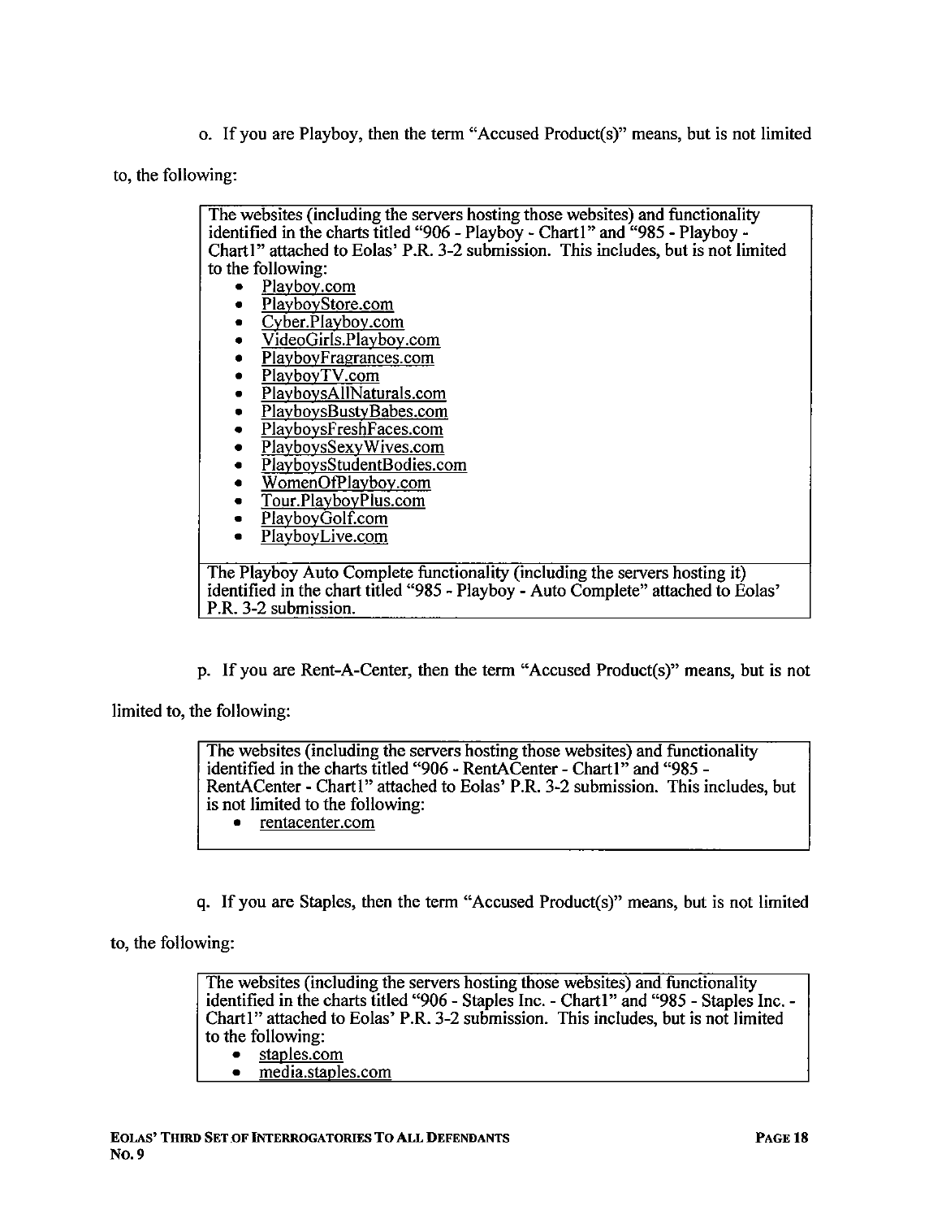o. If you are Playboy, then the term "Accused Product(s)" means, but is not limited to, the following:

| The websites (including the servers hosting those websites) and functionality identified in the charts titled "906 - Playboy - Chart1" and "985 - Playboy - Chart1" attached to Eolas' P.R. 3-2 submission. This includes, but is not limited to the following: <br>• Playboy.com <br>• PlayboyStore.com <br>• Cyber.Playboy.com <br>• VideoGirls.Playboy.com <br>• PlayboyFragrances.com <br>• PlayboyTV.com <br>• PlayboysAllNaturals.com <br>• PlayboysBustyBabes.com <br>• PlayboysFreshFaces.com <br>• PlayboysSexyWives.com <br>• PlayboysStudentBodies.com <br>• WomenOfPlayboy.com <br>• Tour.PlayboyPlus.com <br>• PlayboyGolf.com <br>• PlayboyLive.com |
|---|
| The Playboy Auto Complete functionality (including the servers hosting it) identified in the chart titled "985 - Playboy - Auto Complete" attached to Eolas' P.R. 3-2 submission. |

p. If you are Rent-A-Center, then the term "Accused Product(s)" means, but is not limited to, the following:

| The websites (including the servers hosting those websites) and functionality identified in the charts titled "906 - RentACenter - Chart1" and "985 - RentACenter - Chart1" attached to Eolas' P.R. 3-2 submission. This includes, but is not limited to the following: <br>• rentacenter.com |
|---|

q. If you are Staples, then the term "Accused Product(s)" means, but is not limited to, the following:

| The websites (including the servers hosting those websites) and functionality identified in the charts titled "906 - Staples Inc. - Chart1" and "985 - Staples Inc. - Chart1" attached to Eolas' P.R. 3-2 submission. This includes, but is not limited to the following: <br>• staples.com <br>• media.staples.com |
|---|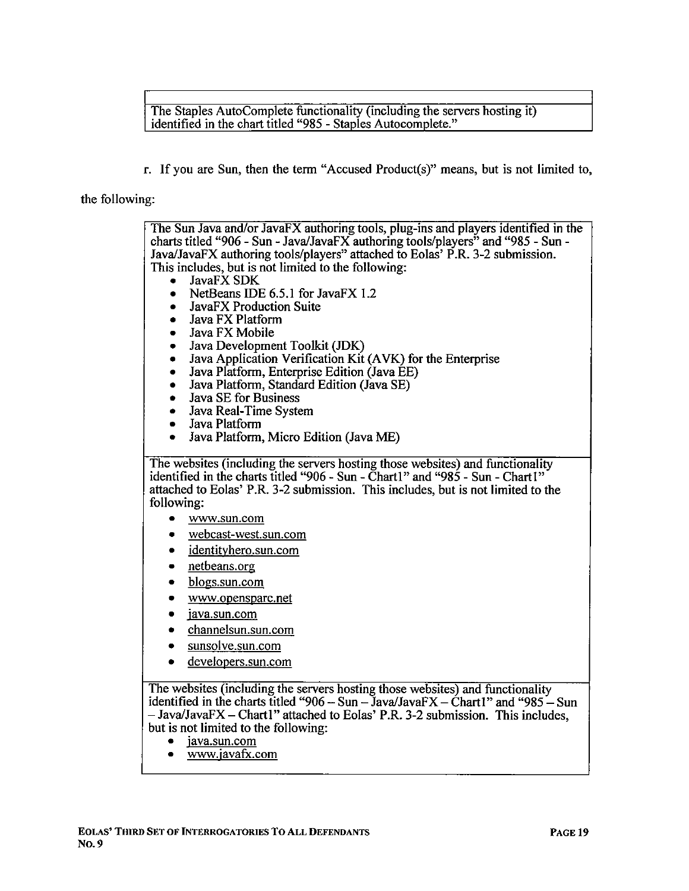| The Staples AutoComplete functionality (including the servers hosting it) identified in the chart titled "985 - Staples Autocomplete." |
|---|

r. If you are Sun, then the term "Accused Product(s)" means, but is not limited to, the following:

| |
|---|
| The Sun Java and/or JavaFX authoring tools, plug-ins and players identified in the charts titled "906 - Sun - Java/JavaFX authoring tools/players" and "985 - Sun - Java/JavaFX authoring tools/players" attached to Eolas' P.R. 3-2 submission. This includes, but is not limited to the following:<br>• JavaFX SDK<br>• NetBeans IDE 6.5.1 for JavaFX 1.2<br>• JavaFX Production Suite<br>• Java FX Platform<br>• Java FX Mobile<br>• Java Development Toolkit (JDK)<br>• Java Application Verification Kit (AVK) for the Enterprise<br>• Java Platform, Enterprise Edition (Java EE)<br>• Java Platform, Standard Edition (Java SE)<br>• Java SE for Business<br>• Java Real-Time System<br>• Java Platform<br>• Java Platform, Micro Edition (Java ME) |
| The websites (including the servers hosting those websites) and functionality identified in the charts titled "906 - Sun - Chart1" and "985 - Sun - Chart1" attached to Eolas' P.R. 3-2 submission. This includes, but is not limited to the following:<br>• www.sun.com<br>• webcast-west.sun.com<br>• identityhero.sun.com<br>• netbeans.org<br>• blogs.sun.com<br>• www.opensparc.net<br>• java.sun.com<br>• channelsun.sun.com<br>• sunsolve.sun.com<br>• developers.sun.com |
| The websites (including the servers hosting those websites) and functionality identified in the charts titled "906 – Sun – Java/JavaFX – Chart1" and "985 – Sun – Java/JavaFX – Chart1" attached to Eolas' P.R. 3-2 submission. This includes, but is not limited to the following:<br>• java.sun.com<br>• www.javafx.com |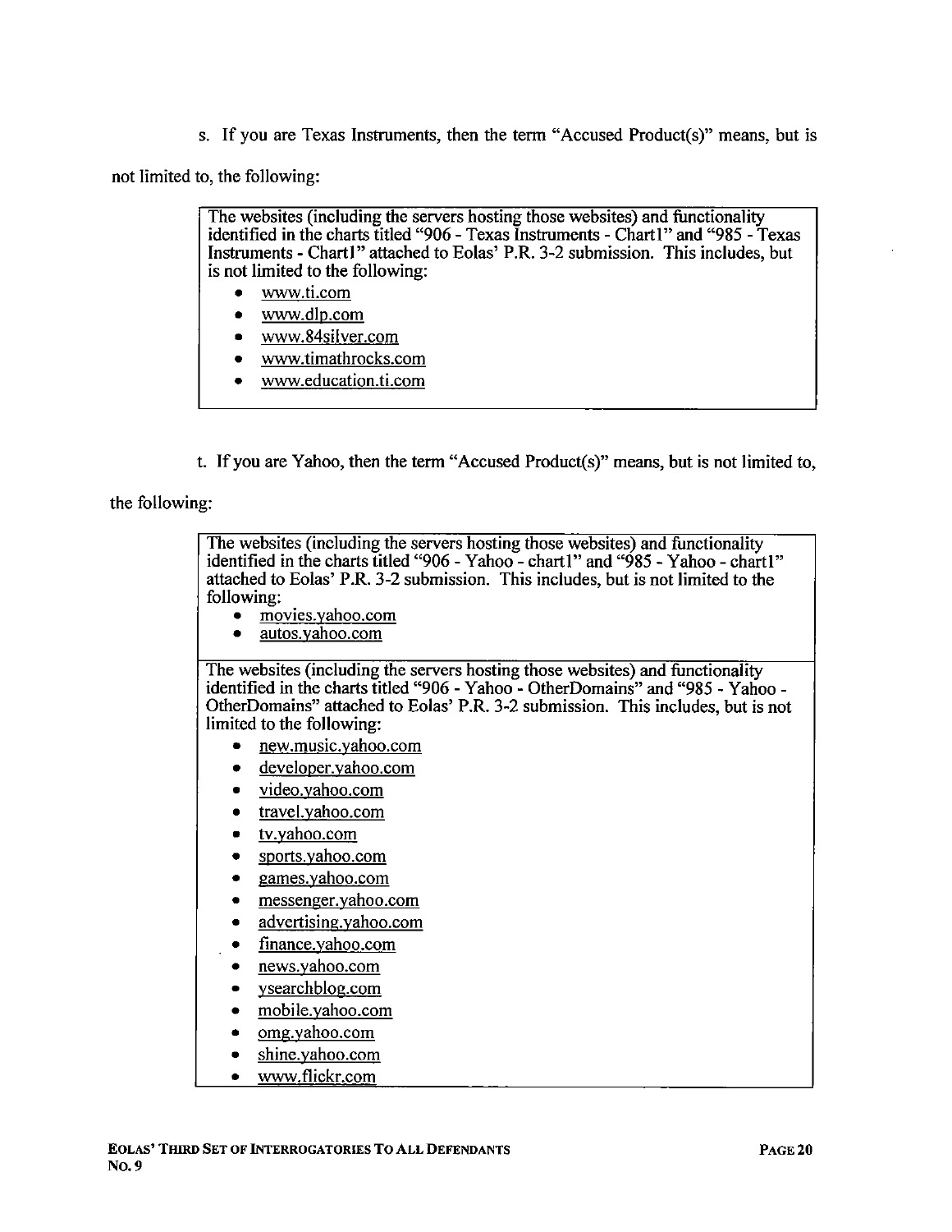s. If you are Texas Instruments, then the term "Accused Product(s)" means, but is not limited to, the following:

| The websites (including the servers hosting those websites) and functionality identified in the charts titled "906 - Texas Instruments - Chart1" and "985 - Texas Instruments - Chart1" attached to Eolas' P.R. 3-2 submission. This includes, but is not limited to the following: <br>• www.ti.com <br>• www.dlp.com <br>• www.84silver.com <br>• www.timathrocks.com <br>• www.education.ti.com |
|---|

t. If you are Yahoo, then the term "Accused Product(s)" means, but is not limited to, the following:

| The websites (including the servers hosting those websites) and functionality identified in the charts titled "906 - Yahoo - chart1" and "985 - Yahoo - chart1" attached to Eolas' P.R. 3-2 submission. This includes, but is not limited to the following: <br>• movies.yahoo.com <br>• autos.yahoo.com |
|---|
| The websites (including the servers hosting those websites) and functionality identified in the charts titled "906 - Yahoo - OtherDomains" and "985 - Yahoo - OtherDomains" attached to Eolas' P.R. 3-2 submission. This includes, but is not limited to the following: <br>• new.music.yahoo.com <br>• developer.yahoo.com <br>• video.yahoo.com <br>• travel.yahoo.com <br>• tv.yahoo.com <br>• sports.yahoo.com <br>• games.yahoo.com <br>• messenger.yahoo.com <br>• advertising.yahoo.com <br>• finance.yahoo.com <br>• news.yahoo.com <br>• ysearchblog.com <br>• mobile.yahoo.com <br>• omg.yahoo.com <br>• shine.yahoo.com <br>• www.flickr.com |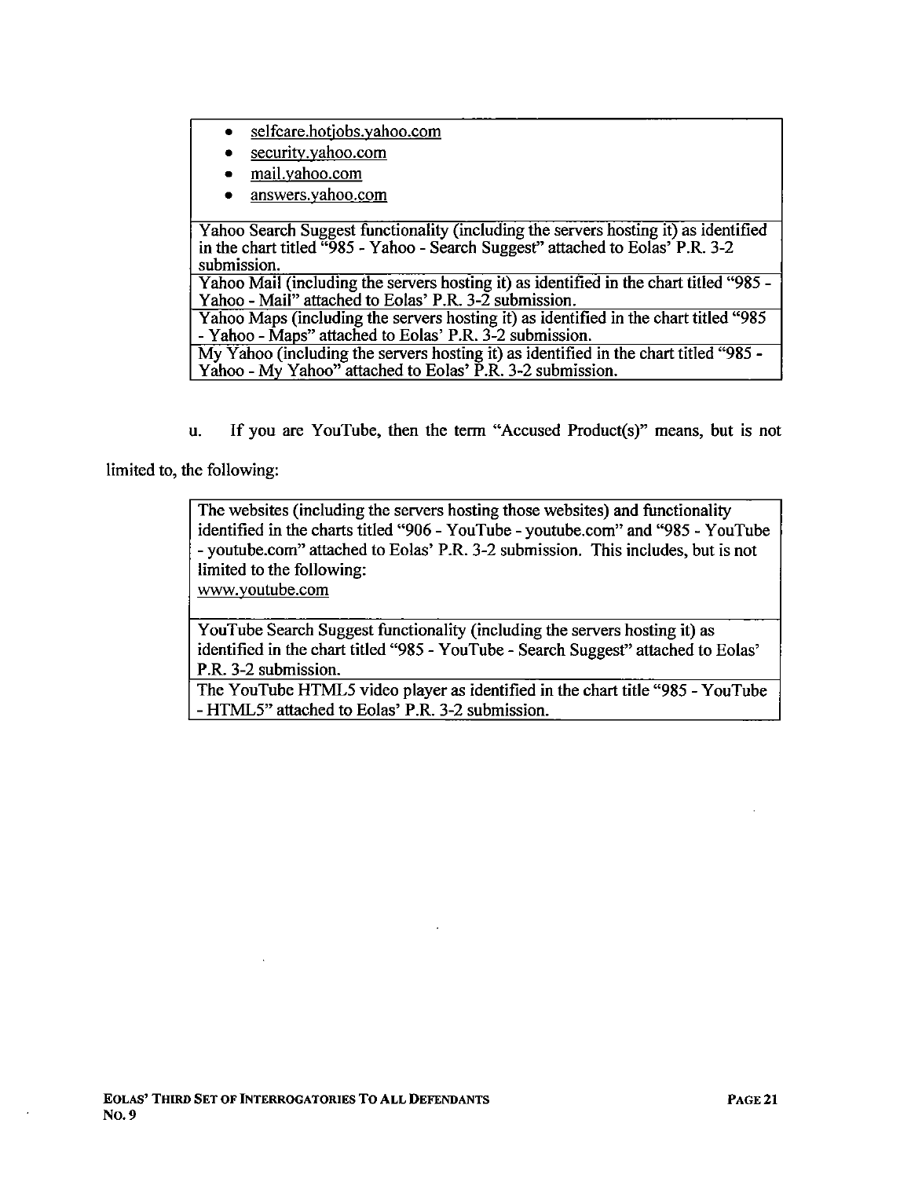| |
|---|
| • selfcare.hotjobs.yahoo.com<br>• security.yahoo.com<br>• mail.yahoo.com<br>• answers.yahoo.com |
| Yahoo Search Suggest functionality (including the servers hosting it) as identified in the chart titled "985 - Yahoo - Search Suggest" attached to Eolas' P.R. 3-2 submission. |
| Yahoo Mail (including the servers hosting it) as identified in the chart titled "985 - Yahoo - Mail" attached to Eolas' P.R. 3-2 submission. |
| Yahoo Maps (including the servers hosting it) as identified in the chart titled "985 - Yahoo - Maps" attached to Eolas' P.R. 3-2 submission. |
| My Yahoo (including the servers hosting it) as identified in the chart titled "985 - Yahoo - My Yahoo" attached to Eolas' P.R. 3-2 submission. |

u. If you are YouTube, then the term "Accused Product(s)" means, but is not limited to, the following:

| |
|---|
| The websites (including the servers hosting those websites) and functionality identified in the charts titled "906 - YouTube - youtube.com" and "985 - YouTube - youtube.com" attached to Eolas' P.R. 3-2 submission. This includes, but is not limited to the following:<br>www.youtube.com |
| YouTube Search Suggest functionality (including the servers hosting it) as identified in the chart titled "985 - YouTube - Search Suggest" attached to Eolas' P.R. 3-2 submission. |
| The YouTube HTML5 video player as identified in the chart title "985 - YouTube - HTML5" attached to Eolas' P.R. 3-2 submission. |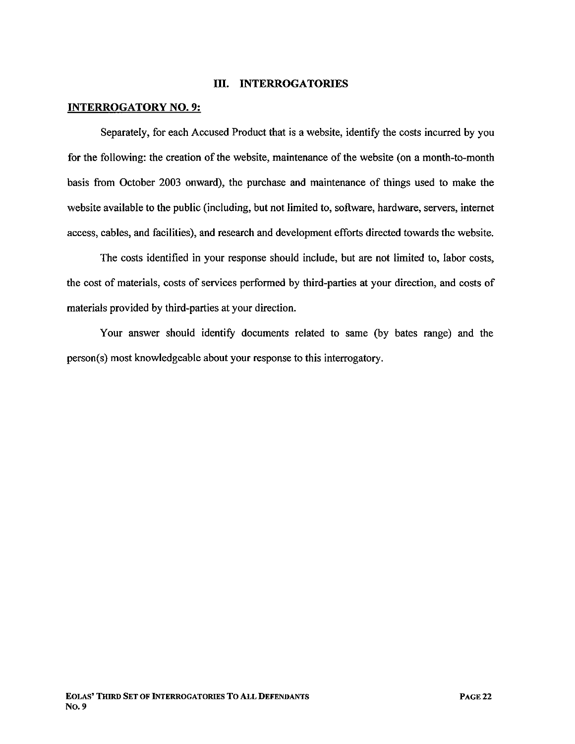## III. INTERROGATORIES

**INTERROGATORY NO. 9:**

Separately, for each Accused Product that is a website, identify the costs incurred by you for the following: the creation of the website, maintenance of the website (on a month-to-month basis from October 2003 onward), the purchase and maintenance of things used to make the website available to the public (including, but not limited to, software, hardware, servers, internet access, cables, and facilities), and research and development efforts directed towards the website.

The costs identified in your response should include, but are not limited to, labor costs, the cost of materials, costs of services performed by third-parties at your direction, and costs of materials provided by third-parties at your direction.

Your answer should identify documents related to same (by bates range) and the person(s) most knowledgeable about your response to this interrogatory.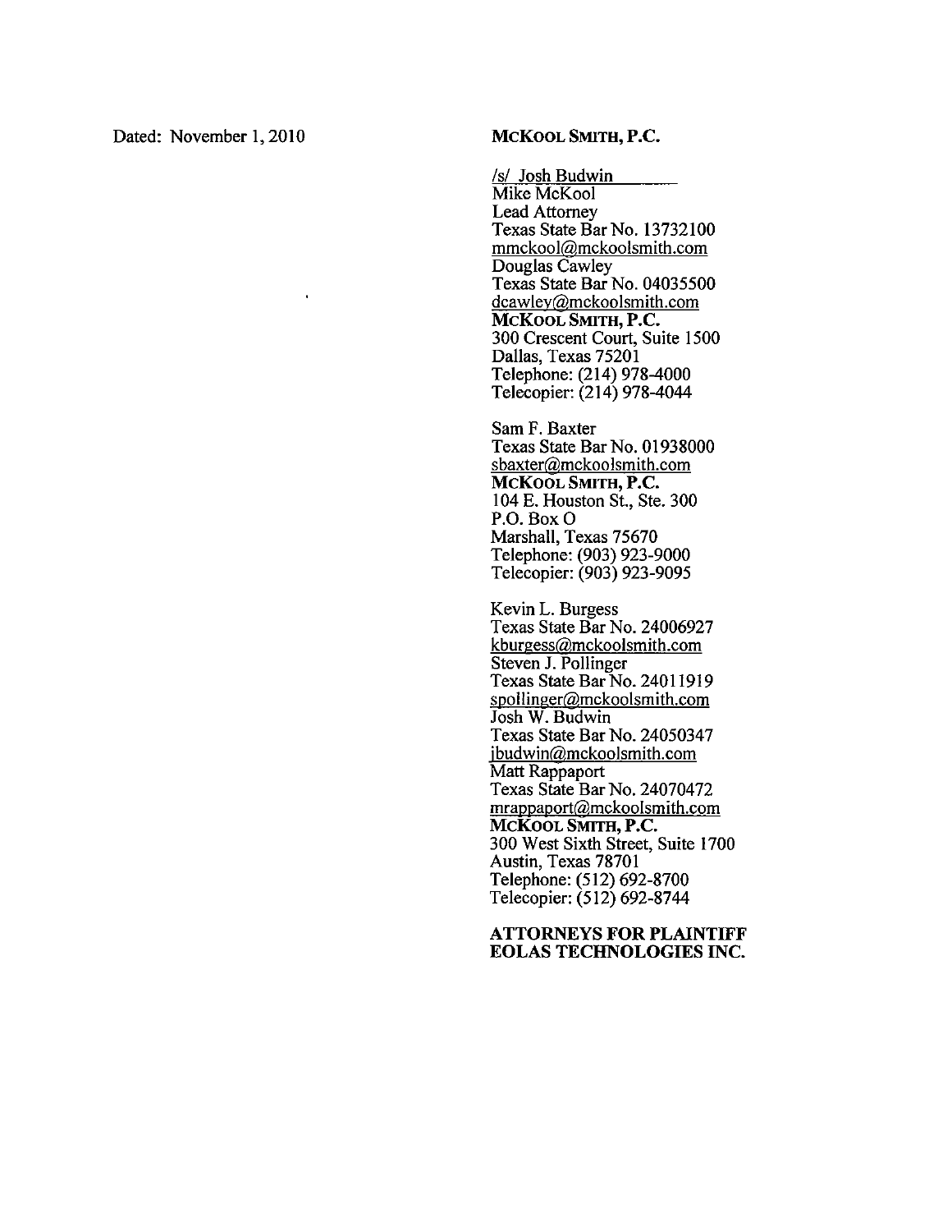Dated: November 1, 2010

**MCKOOL SMITH, P.C.**

/s/ Josh Budwin
Mike McKool
Lead Attorney
Texas State Bar No. 13732100
mmckool@mckoolsmith.com
Douglas Cawley
Texas State Bar No. 04035500
dcawley@mckoolsmith.com
**MCKOOL SMITH, P.C.**
300 Crescent Court, Suite 1500
Dallas, Texas 75201
Telephone: (214) 978-4000
Telecopier: (214) 978-4044

Sam F. Baxter
Texas State Bar No. 01938000
sbaxter@mckoolsmith.com
**MCKOOL SMITH, P.C.**
104 E. Houston St., Ste. 300
P.O. Box O
Marshall, Texas 75670
Telephone: (903) 923-9000
Telecopier: (903) 923-9095

Kevin L. Burgess
Texas State Bar No. 24006927
kburgess@mckoolsmith.com
Steven J. Pollinger
Texas State Bar No. 24011919
spollinger@mckoolsmith.com
Josh W. Budwin
Texas State Bar No. 24050347
jbudwin@mckoolsmith.com
Matt Rappaport
Texas State Bar No. 24070472
mrappaport@mckoolsmith.com
**MCKOOL SMITH, P.C.**
300 West Sixth Street, Suite 1700
Austin, Texas 78701
Telephone: (512) 692-8700
Telecopier: (512) 692-8744

**ATTORNEYS FOR PLAINTIFF EOLAS TECHNOLOGIES INC.**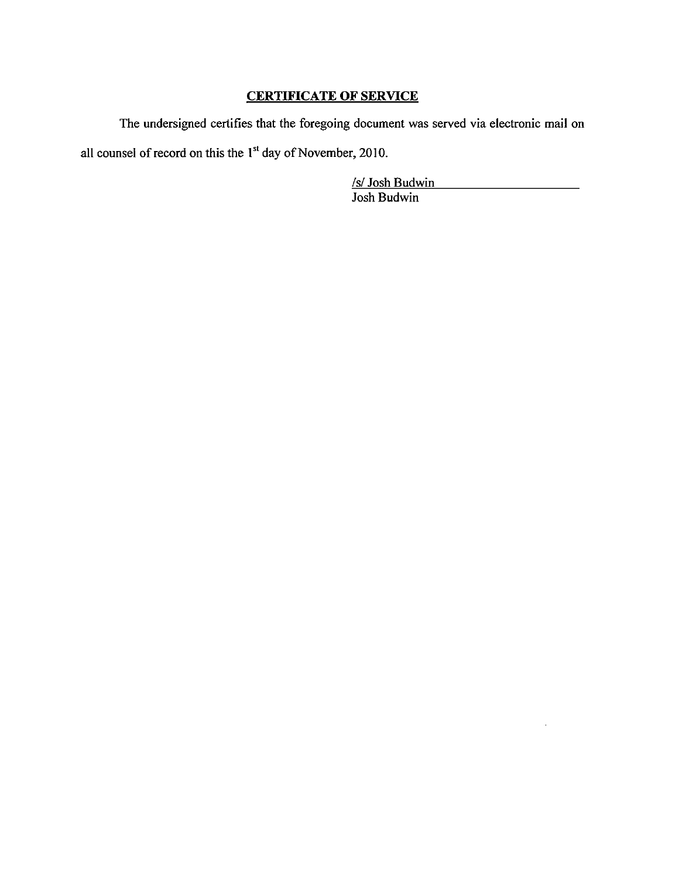## CERTIFICATE OF SERVICE

The undersigned certifies that the foregoing document was served via electronic mail on all counsel of record on this the 1st day of November, 2010.

/s/ Josh Budwin
Josh Budwin